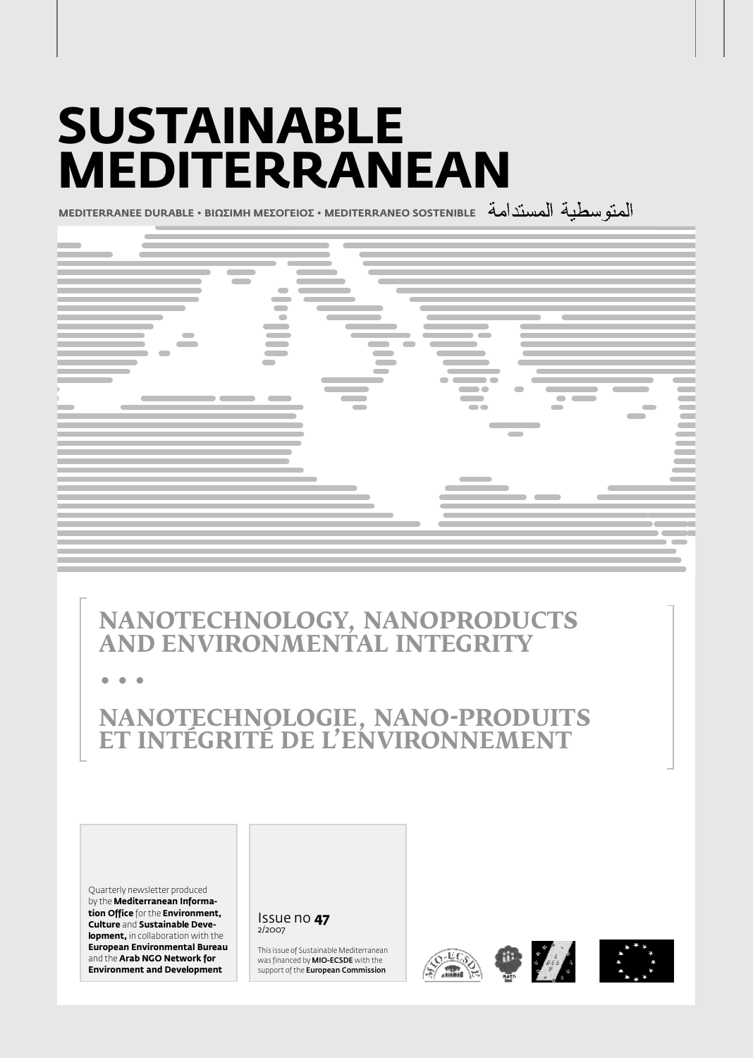# SUSTAINABLE MEDITERRANEAN

MEDITERRANEE DURABLE • ΒΙΩΣΙΜΗ ΜΕΣΟΓΕΙΟΣ • MEDITERRANEO SOSTENIBLE المتوسطية المستدامة

## NANOTECHNOLOGY, NANOPRODUCTS AND ENVIRONMENTAL INTEGRITY

• • •

## NANOTECHNOLOGIE, NANO-PRODUITS ET INTÉGRITÉ DE L'ENVIRONNEMENT

Quarterly newsletter produced by the **Mediterranean Information Office** for the **Environment, Culture** and **Sustainable Development,** in collaboration with the **European Environmental Bureau** and the **Arab NGO Network for Environment and Development**

Issue no **47**
2/2007

This issue of Sustainable Mediterranean was financed by **MIO-ECSDE** with the support of the **European Commission**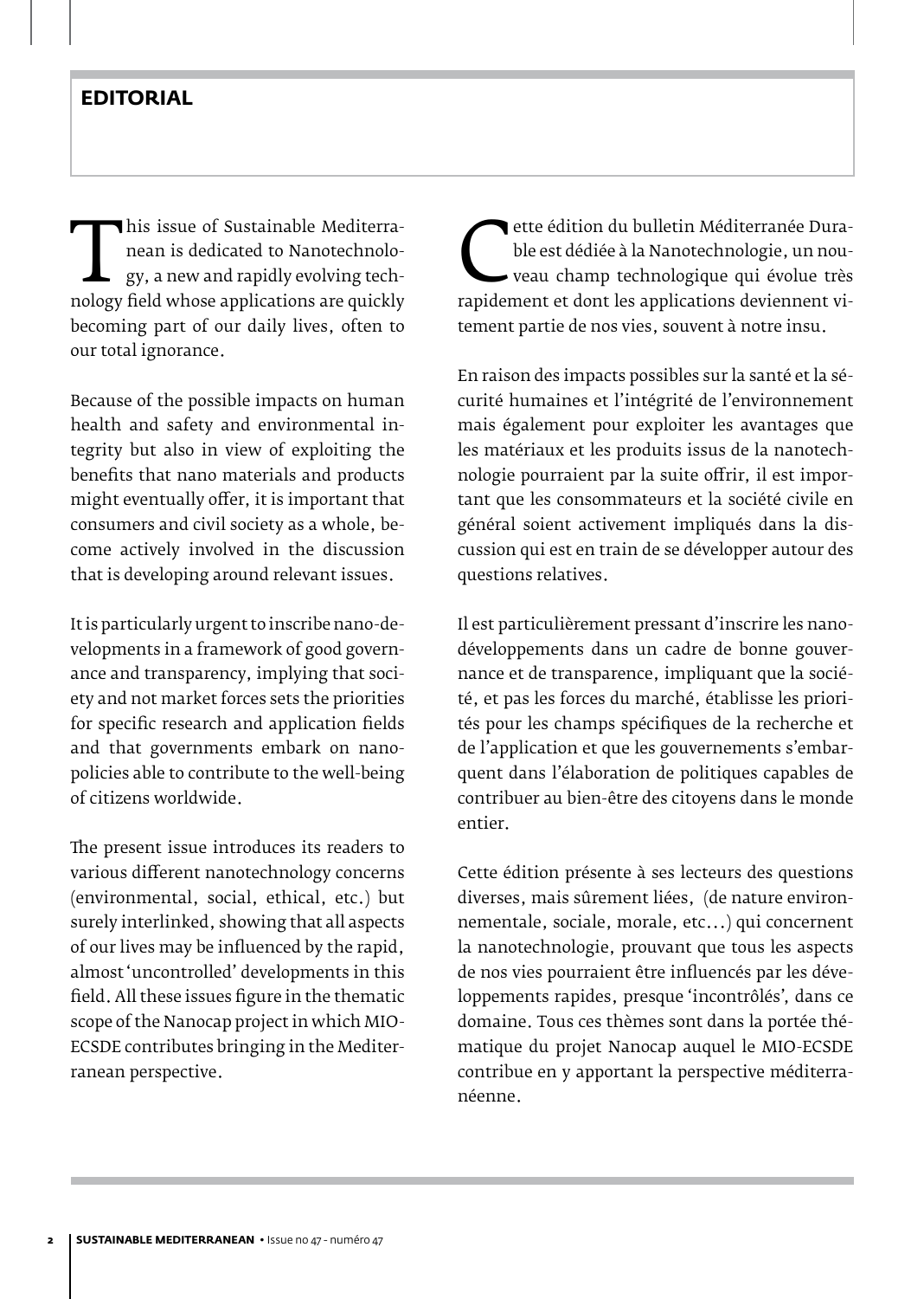## EDITORIAL

This issue of Sustainable Mediterranean is dedicated to Nanotechnology, a new and rapidly evolving technology field whose applications are quickly becoming part of our daily lives, often to our total ignorance.

Because of the possible impacts on human health and safety and environmental integrity but also in view of exploiting the benefits that nano materials and products might eventually offer, it is important that consumers and civil society as a whole, become actively involved in the discussion that is developing around relevant issues.

It is particularly urgent to inscribe nano-developments in a framework of good governance and transparency, implying that society and not market forces sets the priorities for specific research and application fields and that governments embark on nano-policies able to contribute to the well-being of citizens worldwide.

The present issue introduces its readers to various different nanotechnology concerns (environmental, social, ethical, etc.) but surely interlinked, showing that all aspects of our lives may be influenced by the rapid, almost 'uncontrolled' developments in this field. All these issues figure in the thematic scope of the Nanocap project in which MIO-ECSDE contributes bringing in the Mediterranean perspective.

Cette édition du bulletin Méditerranée Durable est dédiée à la Nanotechnologie, un nouveau champ technologique qui évolue très rapidement et dont les applications deviennent vitement partie de nos vies, souvent à notre insu.

En raison des impacts possibles sur la santé et la sécurité humaines et l'intégrité de l'environnement mais également pour exploiter les avantages que les matériaux et les produits issus de la nanotechnologie pourraient par la suite offrir, il est important que les consommateurs et la société civile en général soient activement impliqués dans la discussion qui est en train de se développer autour des questions relatives.

Il est particulièrement pressant d'inscrire les nano-développements dans un cadre de bonne gouvernance et de transparence, impliquant que la société, et pas les forces du marché, établisse les priorités pour les champs spécifiques de la recherche et de l'application et que les gouvernements s'embarquent dans l'élaboration de politiques capables de contribuer au bien-être des citoyens dans le monde entier.

Cette édition présente à ses lecteurs des questions diverses, mais sûrement liées, (de nature environnementale, sociale, morale, etc…) qui concernent la nanotechnologie, prouvant que tous les aspects de nos vies pourraient être influencés par les développements rapides, presque 'incontrôlés', dans ce domaine. Tous ces thèmes sont dans la portée thématique du projet Nanocap auquel le MIO-ECSDE contribue en y apportant la perspective méditerranéenne.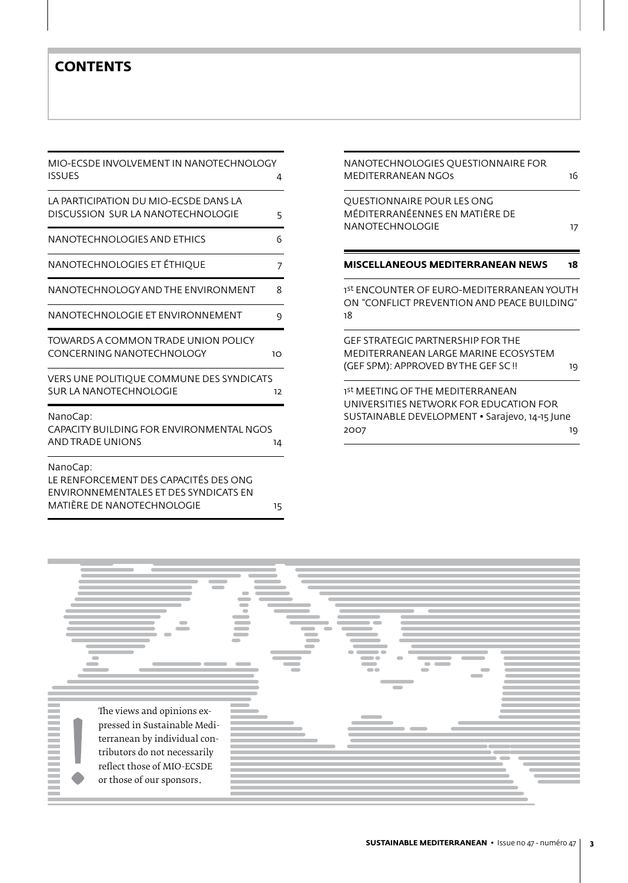# CONTENTS

MIO-ECSDE INVOLVEMENT IN NANOTECHNOLOGY ISSUES 4

LA PARTICIPATION DU MIO-ECSDE DANS LA DISCUSSION SUR LA NANOTECHNOLOGIE 5

NANOTECHNOLOGIES AND ETHICS 6

NANOTECHNOLOGIES ET ÉTHIQUE 7

NANOTECHNOLOGY AND THE ENVIRONMENT 8

NANOTECHNOLOGIE ET ENVIRONNEMENT 9

TOWARDS A COMMON TRADE UNION POLICY CONCERNING NANOTECHNOLOGY 10

VERS UNE POLITIQUE COMMUNE DES SYNDICATS SUR LA NANOTECHNOLOGIE 12

NanoCap:
CAPACITY BUILDING FOR ENVIRONMENTAL NGOS AND TRADE UNIONS 14

NanoCap:
LE RENFORCEMENT DES CAPACITÉS DES ONG ENVIRONNEMENTALES ET DES SYNDICATS EN MATIÈRE DE NANOTECHNOLOGIE 15

NANOTECHNOLOGIES QUESTIONNAIRE FOR MEDITERRANEAN NGOs 16

QUESTIONNAIRE POUR LES ONG MÉDITERRANÉENNES EN MATIÈRE DE NANOTECHNOLOGIE 17

**MISCELLANEOUS MEDITERRANEAN NEWS 18**

1st ENCOUNTER OF EURO-MEDITERRANEAN YOUTH ON "CONFLICT PREVENTION AND PEACE BUILDING" 18

GEF STRATEGIC PARTNERSHIP FOR THE MEDITERRANEAN LARGE MARINE ECOSYSTEM (GEF SPM): APPROVED BY THE GEF SC !! 19

1st MEETING OF THE MEDITERRANEAN UNIVERSITIES NETWORK FOR EDUCATION FOR SUSTAINABLE DEVELOPMENT • Sarajevo, 14-15 June 2007 19

The views and opinions expressed in Sustainable Mediterranean by individual contributors do not necessarily reflect those of MIO-ECSDE or those of our sponsors.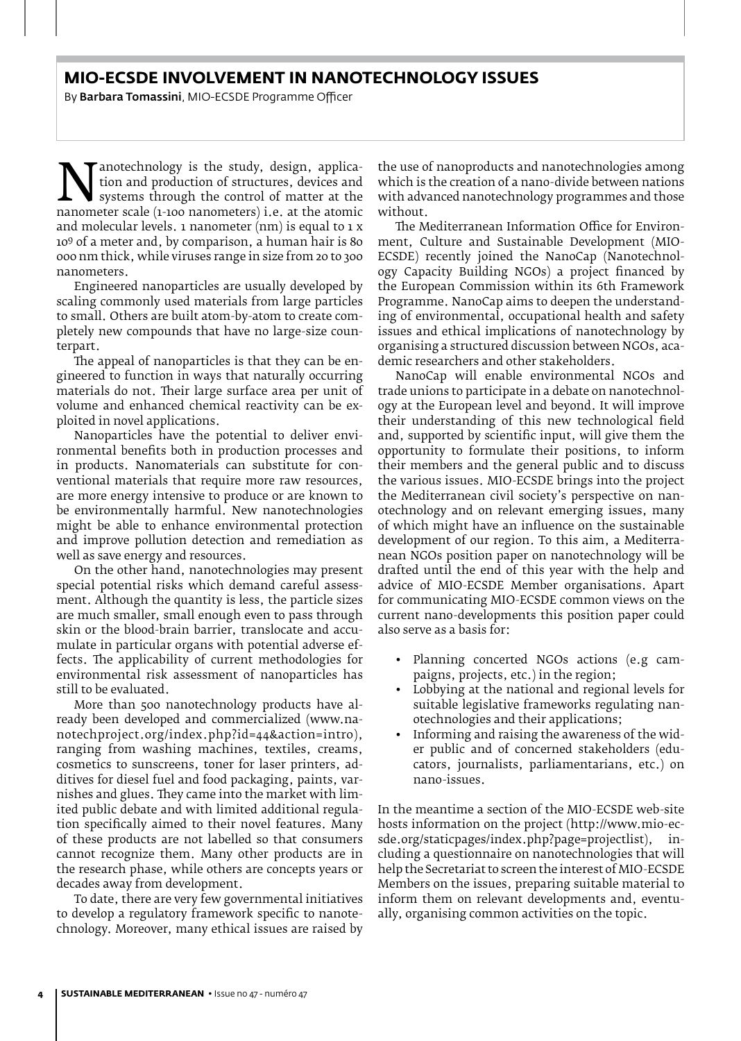## MIO-ECSDE INVOLVEMENT IN NANOTECHNOLOGY ISSUES

By **Barbara Tomassini**, MIO-ECSDE Programme Officer

Nanotechnology is the study, design, application and production of structures, devices and systems through the control of matter at the nanometer scale (1-100 nanometers) i.e. at the atomic and molecular levels. 1 nanometer (nm) is equal to 1 x $10^9$ of a meter and, by comparison, a human hair is 80 000 nm thick, while viruses range in size from 20 to 300 nanometers.

Engineered nanoparticles are usually developed by scaling commonly used materials from large particles to small. Others are built atom-by-atom to create completely new compounds that have no large-size counterpart.

The appeal of nanoparticles is that they can be engineered to function in ways that naturally occurring materials do not. Their large surface area per unit of volume and enhanced chemical reactivity can be exploited in novel applications.

Nanoparticles have the potential to deliver environmental benefits both in production processes and in products. Nanomaterials can substitute for conventional materials that require more raw resources, are more energy intensive to produce or are known to be environmentally harmful. New nanotechnologies might be able to enhance environmental protection and improve pollution detection and remediation as well as save energy and resources.

On the other hand, nanotechnologies may present special potential risks which demand careful assessment. Although the quantity is less, the particle sizes are much smaller, small enough even to pass through skin or the blood-brain barrier, translocate and accumulate in particular organs with potential adverse effects. The applicability of current methodologies for environmental risk assessment of nanoparticles has still to be evaluated.

More than 500 nanotechnology products have already been developed and commercialized (www.nanotechproject.org/index.php?id=44&action=intro), ranging from washing machines, textiles, creams, cosmetics to sunscreens, toner for laser printers, additives for diesel fuel and food packaging, paints, varnishes and glues. They came into the market with limited public debate and with limited additional regulation specifically aimed to their novel features. Many of these products are not labelled so that consumers cannot recognize them. Many other products are in the research phase, while others are concepts years or decades away from development.

To date, there are very few governmental initiatives to develop a regulatory framework specific to nanotechnology. Moreover, many ethical issues are raised by the use of nanoproducts and nanotechnologies among which is the creation of a nano-divide between nations with advanced nanotechnology programmes and those without.

The Mediterranean Information Office for Environment, Culture and Sustainable Development (MIO-ECSDE) recently joined the NanoCap (Nanotechnology Capacity Building NGOs) a project financed by the European Commission within its 6th Framework Programme. NanoCap aims to deepen the understanding of environmental, occupational health and safety issues and ethical implications of nanotechnology by organising a structured discussion between NGOs, academic researchers and other stakeholders.

NanoCap will enable environmental NGOs and trade unions to participate in a debate on nanotechnology at the European level and beyond. It will improve their understanding of this new technological field and, supported by scientific input, will give them the opportunity to formulate their positions, to inform their members and the general public and to discuss the various issues. MIO-ECSDE brings into the project the Mediterranean civil society's perspective on nanotechnology and on relevant emerging issues, many of which might have an influence on the sustainable development of our region. To this aim, a Mediterranean NGOs position paper on nanotechnology will be drafted until the end of this year with the help and advice of MIO-ECSDE Member organisations. Apart for communicating MIO-ECSDE common views on the current nano-developments this position paper could also serve as a basis for:

- Planning concerted NGOs actions (e.g campaigns, projects, etc.) in the region;
- Lobbying at the national and regional levels for suitable legislative frameworks regulating nanotechnologies and their applications;
- Informing and raising the awareness of the wider public and of concerned stakeholders (educators, journalists, parliamentarians, etc.) on nano-issues.

In the meantime a section of the MIO-ECSDE web-site hosts information on the project (http://www.mio-ecsde.org/staticpages/index.php?page=projectlist), including a questionnaire on nanotechnologies that will help the Secretariat to screen the interest of MIO-ECSDE Members on the issues, preparing suitable material to inform them on relevant developments and, eventually, organising common activities on the topic.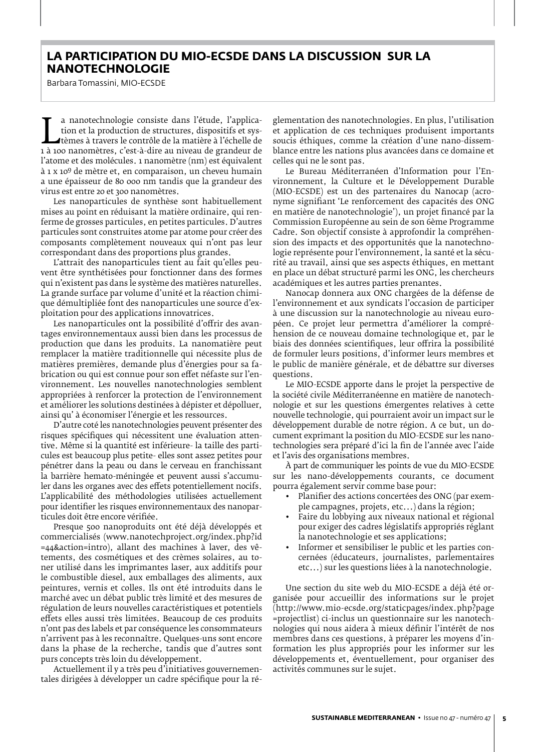## LA PARTICIPATION DU MIO-ECSDE DANS LA DISCUSSION SUR LA NANOTECHNOLOGIE

Barbara Tomassini, MIO-ECSDE

La nanotechnologie consiste dans l'étude, l'application et la production de structures, dispositifs et systèmes à travers le contrôle de la matière à l'échelle de 1 à 100 nanomètres, c'est-à-dire au niveau de grandeur de l'atome et des molécules. 1 nanomètre (nm) est équivalent à $1 \times 10^9$ de mètre et, en comparaison, un cheveu humain a une épaisseur de 80 000 nm tandis que la grandeur des virus est entre 20 et 300 nanomètres.

Les nanoparticules de synthèse sont habituellement mises au point en réduisant la matière ordinaire, qui renferme de grosses particules, en petites particules. D'autres particules sont construites atome par atome pour créer des composants complètement nouveaux qui n'ont pas leur correspondant dans des proportions plus grandes.

L'attrait des nanoparticules tient au fait qu'elles peuvent être synthétisées pour fonctionner dans des formes qui n'existent pas dans le système des matières naturelles. La grande surface par volume d'unité et la réaction chimique démultipliée font des nanoparticules une source d'exploitation pour des applications innovatrices.

Les nanoparticules ont la possibilité d'offrir des avantages environnementaux aussi bien dans les processus de production que dans les produits. La nanomatière peut remplacer la matière traditionnelle qui nécessite plus de matières premières, demande plus d'énergies pour sa fabrication ou qui est connue pour son effet néfaste sur l'environnement. Les nouvelles nanotechnologies semblent appropriées à renforcer la protection de l'environnement et améliorer les solutions destinées à dépister et dépolluer, ainsi qu' à économiser l'énergie et les ressources.

D'autre coté les nanotechnologies peuvent présenter des risques spécifiques qui nécessitent une évaluation attentive. Même si la quantité est inférieure- la taille des particules est beaucoup plus petite- elles sont assez petites pour pénétrer dans la peau ou dans le cerveau en franchissant la barrière hemato-méningée et peuvent aussi s'accumuler dans les organes avec des effets potentiellement nocifs. L'applicabilité des méthodologies utilisées actuellement pour identifier les risques environnementaux des nanoparticules doit être encore vérifiée.

Presque 500 nanoproduits ont été déjà développés et commercialisés (www.nanotechproject.org/index.php?id=44&action=intro), allant des machines à laver, des vêtements, des cosmétiques et des crèmes solaires, au toner utilisé dans les imprimantes laser, aux additifs pour le combustible diesel, aux emballages des aliments, aux peintures, vernis et colles. Ils ont été introduits dans le marché avec un débat public très limité et des mesures de régulation de leurs nouvelles caractéristiques et potentiels effets elles aussi très limitées. Beaucoup de ces produits n'ont pas des labels et par conséquence les consommateurs n'arrivent pas à les reconnaître. Quelques-uns sont encore dans la phase de la recherche, tandis que d'autres sont purs concepts très loin du développement.

Actuellement il y a très peu d'initiatives gouvernementales dirigées à développer un cadre spécifique pour la réglementation des nanotechnologies. En plus, l'utilisation et application de ces techniques produisent importants soucis éthiques, comme la création d'une nano-dissemblance entre les nations plus avancées dans ce domaine et celles qui ne le sont pas.

Le Bureau Méditerranéen d'Information pour l'Environnement, la Culture et le Développement Durable (MIO-ECSDE) est un des partenaires du Nanocap (acronyme signifiant 'Le renforcement des capacités des ONG en matière de nanotechnologie'), un projet financé par la Commission Européenne au sein de son 6ème Programme Cadre. Son objectif consiste à approfondir la compréhension des impacts et des opportunités que la nanotechnologie représente pour l'environnement, la santé et la sécurité au travail, ainsi que ses aspects éthiques, en mettant en place un débat structuré parmi les ONG, les chercheurs académiques et les autres parties prenantes.

Nanocap donnera aux ONG chargées de la défense de l'environnement et aux syndicats l'occasion de participer à une discussion sur la nanotechnologie au niveau européen. Ce projet leur permettra d'améliorer la compréhension de ce nouveau domaine technologique et, par le biais des données scientifiques, leur offrira la possibilité de formuler leurs positions, d'informer leurs membres et le public de manière générale, et de débattre sur diverses questions.

Le MIO-ECSDE apporte dans le projet la perspective de la société civile Méditerranéenne en matière de nanotechnologie et sur les questions émergentes relatives à cette nouvelle technologie, qui pourraient avoir un impact sur le développement durable de notre région. A ce but, un document exprimant la position du MIO-ECSDE sur les nanotechnologies sera préparé d'ici la fin de l'année avec l'aide et l'avis des organisations membres.

À part de communiquer les points de vue du MIO-ECSDE sur les nano-développements courants, ce document pourra également servir comme base pour:

- Planifier des actions concertées des ONG (par exemple campagnes, projets, etc…) dans la région;
- Faire du lobbying aux niveaux national et régional pour exiger des cadres législatifs appropriés réglant la nanotechnologie et ses applications;
- Informer et sensibiliser le public et les parties concernées (éducateurs, journalistes, parlementaires etc…) sur les questions liées à la nanotechnologie.

Une section du site web du MIO-ECSDE a déjà été organisée pour accueillir des informations sur le projet (http://www.mio-ecsde.org/staticpages/index.php?page=projectlist) ci-inclus un questionnaire sur les nanotechnologies qui nous aidera à mieux définir l'intérêt de nos membres dans ces questions, à préparer les moyens d'information les plus appropriés pour les informer sur les développements et, éventuellement, pour organiser des activités communes sur le sujet.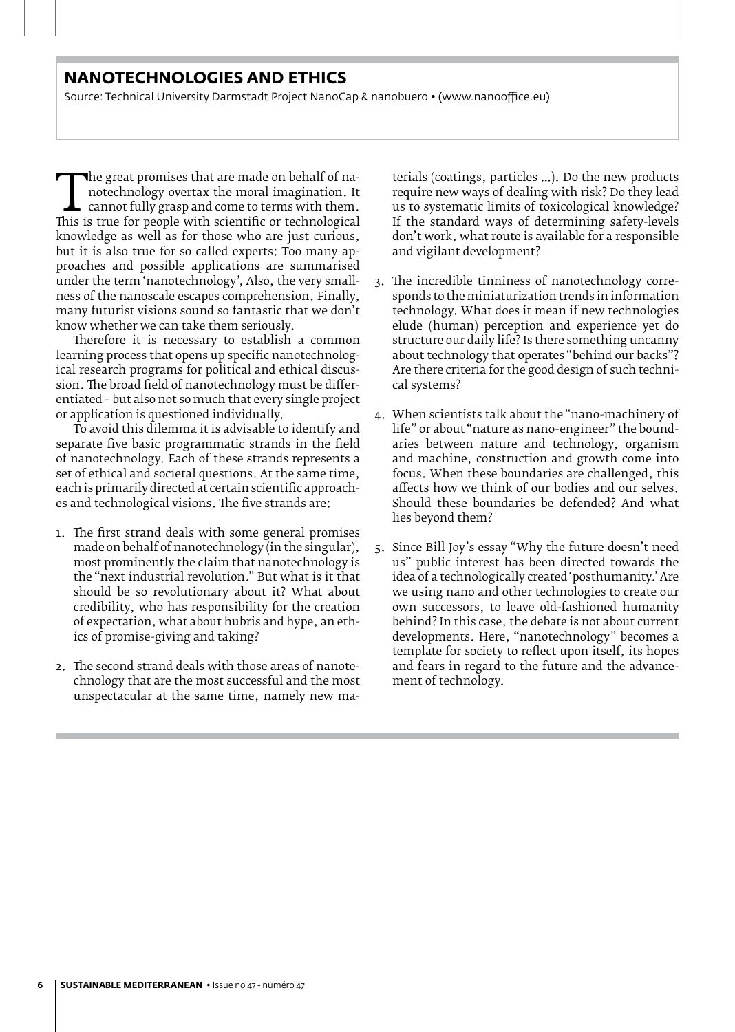## NANOTECHNOLOGIES AND ETHICS

Source: Technical University Darmstadt Project NanoCap & nanobuero • (www.nanooffice.eu)

The great promises that are made on behalf of nanotechnology overtax the moral imagination. It cannot fully grasp and come to terms with them. This is true for people with scientific or technological knowledge as well as for those who are just curious, but it is also true for so called experts: Too many approaches and possible applications are summarised under the term 'nanotechnology', Also, the very smallness of the nanoscale escapes comprehension. Finally, many futurist visions sound so fantastic that we don't know whether we can take them seriously.

Therefore it is necessary to establish a common learning process that opens up specific nanotechnological research programs for political and ethical discussion. The broad field of nanotechnology must be differentiated – but also not so much that every single project or application is questioned individually.

To avoid this dilemma it is advisable to identify and separate five basic programmatic strands in the field of nanotechnology. Each of these strands represents a set of ethical and societal questions. At the same time, each is primarily directed at certain scientific approaches and technological visions. The five strands are:

1. The first strand deals with some general promises made on behalf of nanotechnology (in the singular), most prominently the claim that nanotechnology is the "next industrial revolution." But what is it that should be so revolutionary about it? What about credibility, who has responsibility for the creation of expectation, what about hubris and hype, an ethics of promise-giving and taking?

2. The second strand deals with those areas of nanotechnology that are the most successful and the most unspectacular at the same time, namely new materials (coatings, particles ...). Do the new products require new ways of dealing with risk? Do they lead us to systematic limits of toxicological knowledge? If the standard ways of determining safety-levels don't work, what route is available for a responsible and vigilant development?

3. The incredible tinniness of nanotechnology corresponds to the miniaturization trends in information technology. What does it mean if new technologies elude (human) perception and experience yet do structure our daily life? Is there something uncanny about technology that operates "behind our backs"? Are there criteria for the good design of such technical systems?

4. When scientists talk about the "nano-machinery of life" or about "nature as nano-engineer" the boundaries between nature and technology, organism and machine, construction and growth come into focus. When these boundaries are challenged, this affects how we think of our bodies and our selves. Should these boundaries be defended? And what lies beyond them?

5. Since Bill Joy's essay "Why the future doesn't need us" public interest has been directed towards the idea of a technologically created 'posthumanity.' Are we using nano and other technologies to create our own successors, to leave old-fashioned humanity behind? In this case, the debate is not about current developments. Here, "nanotechnology" becomes a template for society to reflect upon itself, its hopes and fears in regard to the future and the advancement of technology.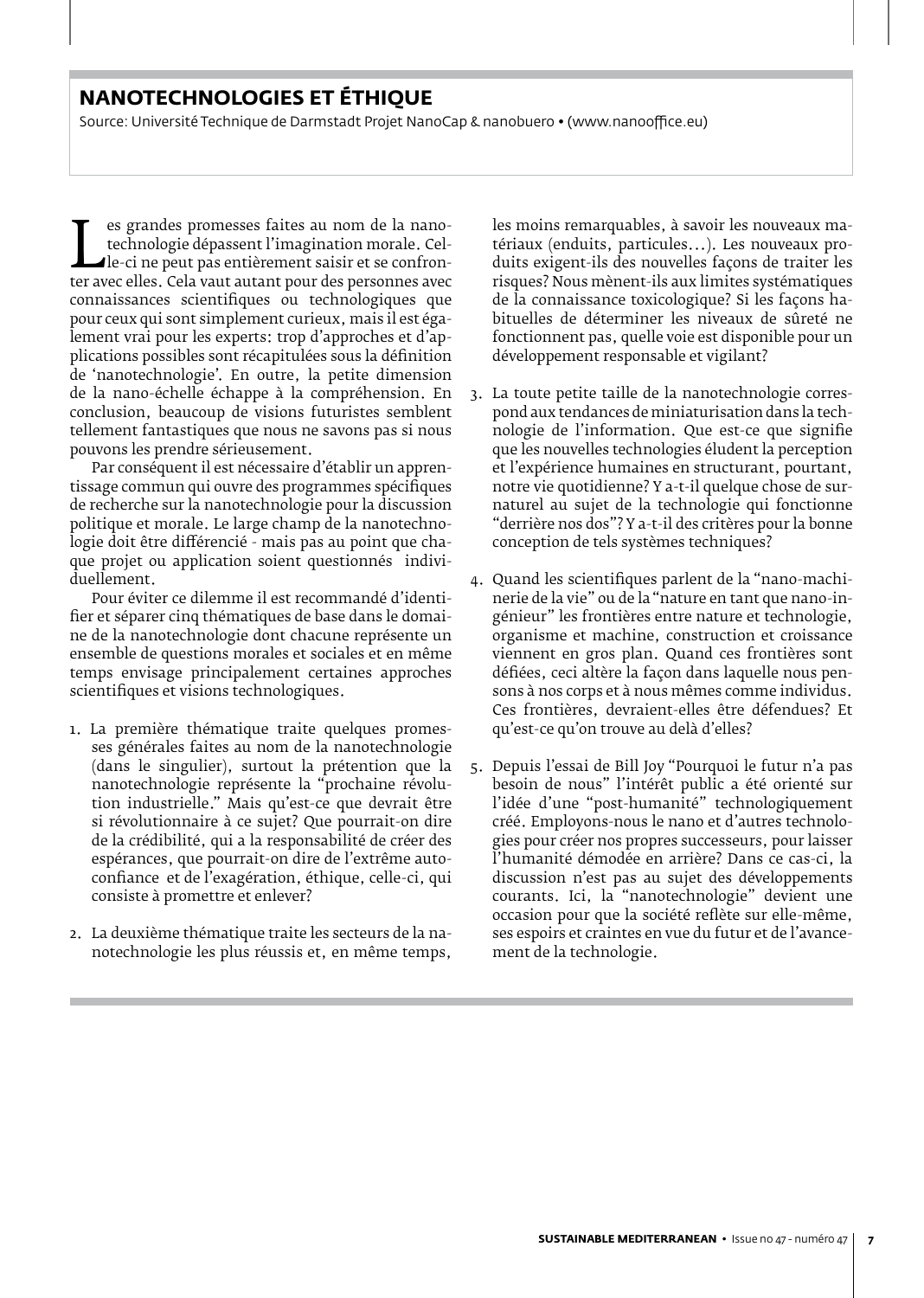## NANOTECHNOLOGIES ET ÉTHIQUE

Source: Université Technique de Darmstadt Projet NanoCap & nanobuero • (www.nanooffice.eu)

Les grandes promesses faites au nom de la nanotechnologie dépassent l'imagination morale. Celle-ci ne peut pas entièrement saisir et se confronter avec elles. Cela vaut autant pour des personnes avec connaissances scientifiques ou technologiques que pour ceux qui sont simplement curieux, mais il est également vrai pour les experts: trop d'approches et d'applications possibles sont récapitulées sous la définition de 'nanotechnologie'. En outre, la petite dimension de la nano-échelle échappe à la compréhension. En conclusion, beaucoup de visions futuristes semblent tellement fantastiques que nous ne savons pas si nous pouvons les prendre sérieusement.

Par conséquent il est nécessaire d'établir un apprentissage commun qui ouvre des programmes spécifiques de recherche sur la nanotechnologie pour la discussion politique et morale. Le large champ de la nanotechnologie doit être différencié - mais pas au point que chaque projet ou application soient questionnés individuellement.

Pour éviter ce dilemme il est recommandé d'identifier et séparer cinq thématiques de base dans le domaine de la nanotechnologie dont chacune représente un ensemble de questions morales et sociales et en même temps envisage principalement certaines approches scientifiques et visions technologiques.

1. La première thématique traite quelques promesses générales faites au nom de la nanotechnologie (dans le singulier), surtout la prétention que la nanotechnologie représente la "prochaine révolution industrielle." Mais qu'est-ce que devrait être si révolutionnaire à ce sujet? Que pourrait-on dire de la crédibilité, qui a la responsabilité de créer des espérances, que pourrait-on dire de l'extrême autoconfiance et de l'exagération, éthique, celle-ci, qui consiste à promettre et enlever?

2. La deuxième thématique traite les secteurs de la nanotechnologie les plus réussis et, en même temps, les moins remarquables, à savoir les nouveaux matériaux (enduits, particules…). Les nouveaux produits exigent-ils des nouvelles façons de traiter les risques? Nous mènent-ils aux limites systématiques de la connaissance toxicologique? Si les façons habituelles de déterminer les niveaux de sûreté ne fonctionnent pas, quelle voie est disponible pour un développement responsable et vigilant?

3. La toute petite taille de la nanotechnologie correspond aux tendances de miniaturisation dans la technologie de l'information. Que est-ce que signifie que les nouvelles technologies éludent la perception et l'expérience humaines en structurant, pourtant, notre vie quotidienne? Y a-t-il quelque chose de surnaturel au sujet de la technologie qui fonctionne "derrière nos dos"? Y a-t-il des critères pour la bonne conception de tels systèmes techniques?

4. Quand les scientifiques parlent de la "nano-machinerie de la vie" ou de la "nature en tant que nano-ingénieur" les frontières entre nature et technologie, organisme et machine, construction et croissance viennent en gros plan. Quand ces frontières sont défiées, ceci altère la façon dans laquelle nous pensons à nos corps et à nous mêmes comme individus. Ces frontières, devraient-elles être défendues? Et qu'est-ce qu'on trouve au delà d'elles?

5. Depuis l'essai de Bill Joy "Pourquoi le futur n'a pas besoin de nous" l'intérêt public a été orienté sur l'idée d'une "post-humanité" technologiquement créé. Employons-nous le nano et d'autres technologies pour créer nos propres successeurs, pour laisser l'humanité démodée en arrière? Dans ce cas-ci, la discussion n'est pas au sujet des développements courants. Ici, la "nanotechnologie" devient une occasion pour que la société reflète sur elle-même, ses espoirs et craintes en vue du futur et de l'avancement de la technologie.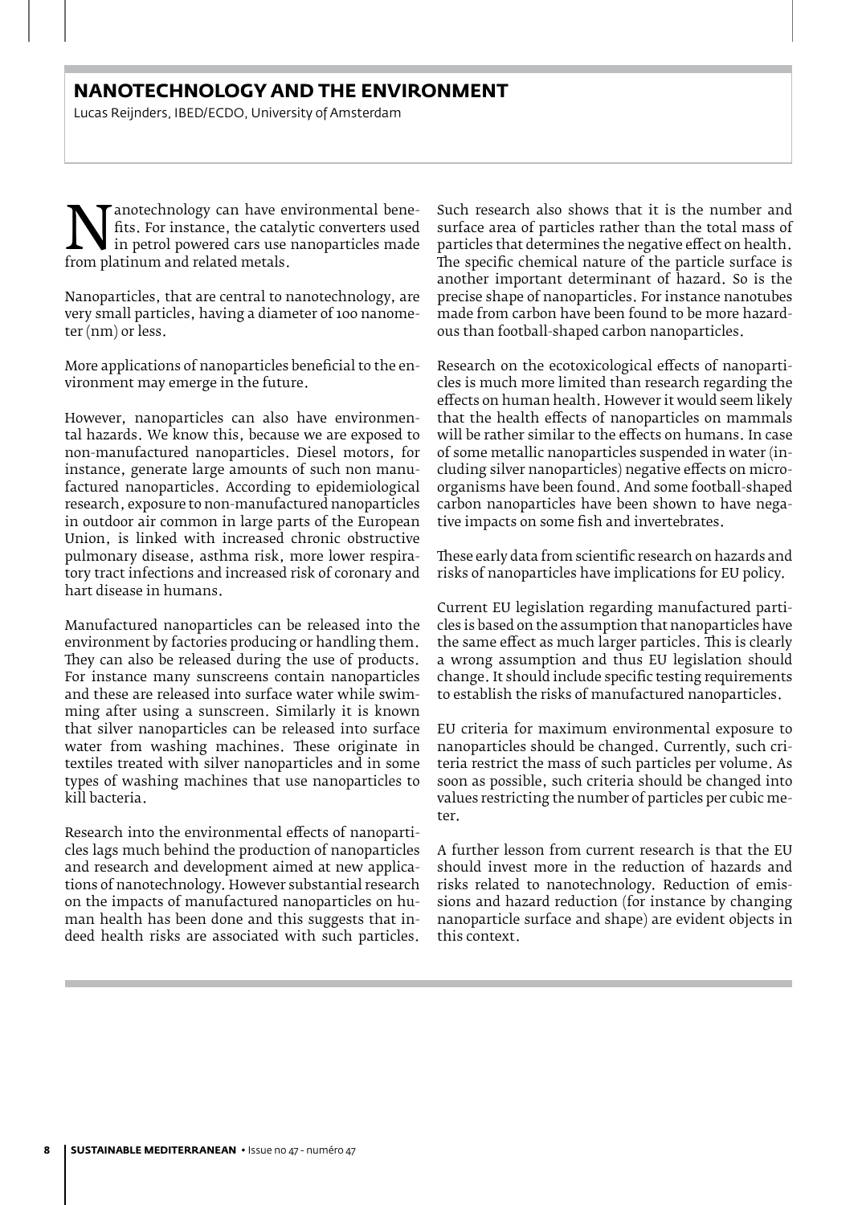## NANOTECHNOLOGY AND THE ENVIRONMENT

Lucas Reijnders, IBED/ECDO, University of Amsterdam

Nanotechnology can have environmental benefits. For instance, the catalytic converters used in petrol powered cars use nanoparticles made from platinum and related metals.

Nanoparticles, that are central to nanotechnology, are very small particles, having a diameter of 100 nanometer (nm) or less.

More applications of nanoparticles beneficial to the environment may emerge in the future.

However, nanoparticles can also have environmental hazards. We know this, because we are exposed to non-manufactured nanoparticles. Diesel motors, for instance, generate large amounts of such non manufactured nanoparticles. According to epidemiological research, exposure to non-manufactured nanoparticles in outdoor air common in large parts of the European Union, is linked with increased chronic obstructive pulmonary disease, asthma risk, more lower respiratory tract infections and increased risk of coronary and hart disease in humans.

Manufactured nanoparticles can be released into the environment by factories producing or handling them. They can also be released during the use of products. For instance many sunscreens contain nanoparticles and these are released into surface water while swimming after using a sunscreen. Similarly it is known that silver nanoparticles can be released into surface water from washing machines. These originate in textiles treated with silver nanoparticles and in some types of washing machines that use nanoparticles to kill bacteria.

Research into the environmental effects of nanoparticles lags much behind the production of nanoparticles and research and development aimed at new applications of nanotechnology. However substantial research on the impacts of manufactured nanoparticles on human health has been done and this suggests that indeed health risks are associated with such particles. Such research also shows that it is the number and surface area of particles rather than the total mass of particles that determines the negative effect on health. The specific chemical nature of the particle surface is another important determinant of hazard. So is the precise shape of nanoparticles. For instance nanotubes made from carbon have been found to be more hazardous than football-shaped carbon nanoparticles.

Research on the ecotoxicological effects of nanoparticles is much more limited than research regarding the effects on human health. However it would seem likely that the health effects of nanoparticles on mammals will be rather similar to the effects on humans. In case of some metallic nanoparticles suspended in water (including silver nanoparticles) negative effects on microorganisms have been found. And some football-shaped carbon nanoparticles have been shown to have negative impacts on some fish and invertebrates.

These early data from scientific research on hazards and risks of nanoparticles have implications for EU policy.

Current EU legislation regarding manufactured particles is based on the assumption that nanoparticles have the same effect as much larger particles. This is clearly a wrong assumption and thus EU legislation should change. It should include specific testing requirements to establish the risks of manufactured nanoparticles.

EU criteria for maximum environmental exposure to nanoparticles should be changed. Currently, such criteria restrict the mass of such particles per volume. As soon as possible, such criteria should be changed into values restricting the number of particles per cubic meter.

A further lesson from current research is that the EU should invest more in the reduction of hazards and risks related to nanotechnology. Reduction of emissions and hazard reduction (for instance by changing nanoparticle surface and shape) are evident objects in this context.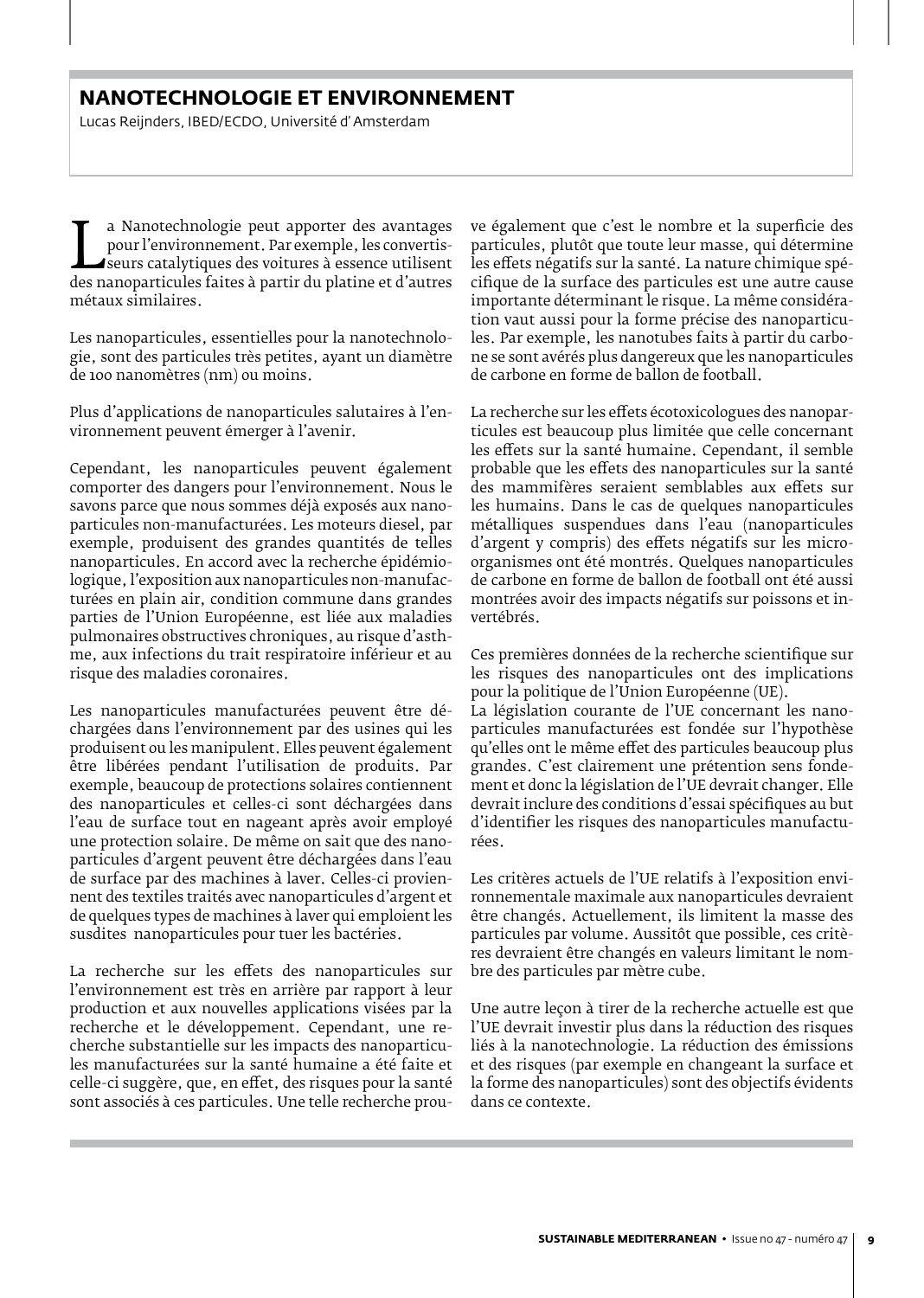## NANOTECHNOLOGIE ET ENVIRONNEMENT

Lucas Reijnders, IBED/ECDO, Université d' Amsterdam

La Nanotechnologie peut apporter des avantages pour l'environnement. Par exemple, les convertisseurs catalytiques des voitures à essence utilisent des nanoparticules faites à partir du platine et d'autres métaux similaires.

Les nanoparticules, essentielles pour la nanotechnologie, sont des particules très petites, ayant un diamètre de 100 nanomètres (nm) ou moins.

Plus d'applications de nanoparticules salutaires à l'environnement peuvent émerger à l'avenir.

Cependant, les nanoparticules peuvent également comporter des dangers pour l'environnement. Nous le savons parce que nous sommes déjà exposés aux nanoparticules non-manufacturées. Les moteurs diesel, par exemple, produisent des grandes quantités de telles nanoparticules. En accord avec la recherche épidémiologique, l'exposition aux nanoparticules non-manufacturées en plain air, condition commune dans grandes parties de l'Union Européenne, est liée aux maladies pulmonaires obstructives chroniques, au risque d'asthme, aux infections du trait respiratoire inférieur et au risque des maladies coronaires.

Les nanoparticules manufacturées peuvent être déchargées dans l'environnement par des usines qui les produisent ou les manipulent. Elles peuvent également être libérées pendant l'utilisation de produits. Par exemple, beaucoup de protections solaires contiennent des nanoparticules et celles-ci sont déchargées dans l'eau de surface tout en nageant après avoir employé une protection solaire. De même on sait que des nanoparticules d'argent peuvent être déchargées dans l'eau de surface par des machines à laver. Celles-ci proviennent des textiles traités avec nanoparticules d'argent et de quelques types de machines à laver qui emploient les susdites nanoparticules pour tuer les bactéries.

La recherche sur les effets des nanoparticules sur l'environnement est très en arrière par rapport à leur production et aux nouvelles applications visées par la recherche et le développement. Cependant, une recherche substantielle sur les impacts des nanoparticules manufacturées sur la santé humaine a été faite et celle-ci suggère, que, en effet, des risques pour la santé sont associés à ces particules. Une telle recherche prouve également que c'est le nombre et la superficie des particules, plutôt que toute leur masse, qui détermine les effets négatifs sur la santé. La nature chimique spécifique de la surface des particules est une autre cause importante déterminant le risque. La même considération vaut aussi pour la forme précise des nanoparticules. Par exemple, les nanotubes faits à partir du carbone se sont avérés plus dangereux que les nanoparticules de carbone en forme de ballon de football.

La recherche sur les effets écotoxicologues des nanoparticules est beaucoup plus limitée que celle concernant les effets sur la santé humaine. Cependant, il semble probable que les effets des nanoparticules sur la santé des mammifères seraient semblables aux effets sur les humains. Dans le cas de quelques nanoparticules métalliques suspendues dans l'eau (nanoparticules d'argent y compris) des effets négatifs sur les micro-organismes ont été montrés. Quelques nanoparticules de carbone en forme de ballon de football ont été aussi montrées avoir des impacts négatifs sur poissons et invertébrés.

Ces premières données de la recherche scientifique sur les risques des nanoparticules ont des implications pour la politique de l'Union Européenne (UE).
La législation courante de l'UE concernant les nanoparticules manufacturées est fondée sur l'hypothèse qu'elles ont le même effet des particules beaucoup plus grandes. C'est clairement une prétention sens fondement et donc la législation de l'UE devrait changer. Elle devrait inclure des conditions d'essai spécifiques au but d'identifier les risques des nanoparticules manufacturées.

Les critères actuels de l'UE relatifs à l'exposition environnementale maximale aux nanoparticules devraient être changés. Actuellement, ils limitent la masse des particules par volume. Aussitôt que possible, ces critères devraient être changés en valeurs limitant le nombre des particules par mètre cube.

Une autre leçon à tirer de la recherche actuelle est que l'UE devrait investir plus dans la réduction des risques liés à la nanotechnologie. La réduction des émissions et des risques (par exemple en changeant la surface et la forme des nanoparticules) sont des objectifs évidents dans ce contexte.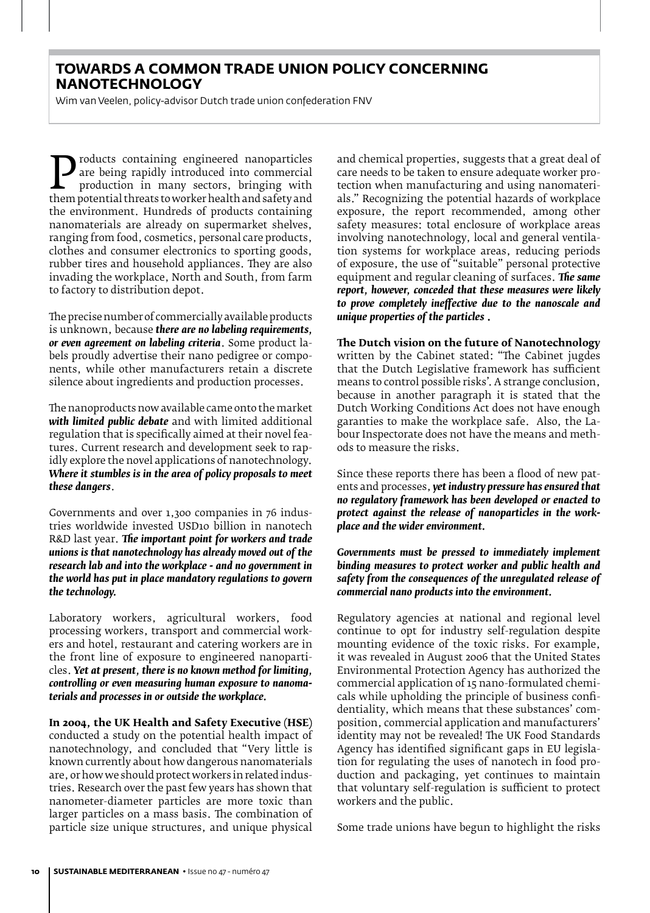## TOWARDS A COMMON TRADE UNION POLICY CONCERNING NANOTECHNOLOGY

Wim van Veelen, policy-advisor Dutch trade union confederation FNV

Products containing engineered nanoparticles are being rapidly introduced into commercial production in many sectors, bringing with them potential threats to worker health and safety and the environment. Hundreds of products containing nanomaterials are already on supermarket shelves, ranging from food, cosmetics, personal care products, clothes and consumer electronics to sporting goods, rubber tires and household appliances. They are also invading the workplace, North and South, from farm to factory to distribution depot.

The precise number of commercially available products is unknown, because ***there are no labeling requirements, or even agreement on labeling criteria***. Some product labels proudly advertise their nano pedigree or components, while other manufacturers retain a discrete silence about ingredients and production processes.

The nanoproducts now available came onto the market ***with limited public debate*** and with limited additional regulation that is specifically aimed at their novel features. Current research and development seek to rapidly explore the novel applications of nanotechnology. ***Where it stumbles is in the area of policy proposals to meet these dangers***.

Governments and over 1,300 companies in 76 industries worldwide invested USD10 billion in nanotech R&D last year. ***The important point for workers and trade unions is that nanotechnology has already moved out of the research lab and into the workplace - and no government in the world has put in place mandatory regulations to govern the technology.***

Laboratory workers, agricultural workers, food processing workers, transport and commercial workers and hotel, restaurant and catering workers are in the front line of exposure to engineered nanoparticles. ***Yet at present, there is no known method for limiting, controlling or even measuring human exposure to nanomaterials and processes in or outside the workplace.***

**In 2004, the UK Health and Safety Executive (HSE)** conducted a study on the potential health impact of nanotechnology, and concluded that "Very little is known currently about how dangerous nanomaterials are, or how we should protect workers in related industries. Research over the past few years has shown that nanometer-diameter particles are more toxic than larger particles on a mass basis. The combination of particle size unique structures, and unique physical and chemical properties, suggests that a great deal of care needs to be taken to ensure adequate worker protection when manufacturing and using nanomaterials." Recognizing the potential hazards of workplace exposure, the report recommended, among other safety measures: total enclosure of workplace areas involving nanotechnology, local and general ventilation systems for workplace areas, reducing periods of exposure, the use of "suitable" personal protective equipment and regular cleaning of surfaces. ***The same report, however, conceded that these measures were likely to prove completely ineffective due to the nanoscale and unique properties of the particles .***

**The Dutch vision on the future of Nanotechnology** written by the Cabinet stated: "The Cabinet jugdes that the Dutch Legislative framework has sufficient means to control possible risks'. A strange conclusion, because in another paragraph it is stated that the Dutch Working Conditions Act does not have enough garanties to make the workplace safe. Also, the Labour Inspectorate does not have the means and methods to measure the risks.

Since these reports there has been a flood of new patents and processes, ***yet industry pressure has ensured that no regulatory framework has been developed or enacted to protect against the release of nanoparticles in the workplace and the wider environment.***

***Governments must be pressed to immediately implement binding measures to protect worker and public health and safety from the consequences of the unregulated release of commercial nano products into the environment.***

Regulatory agencies at national and regional level continue to opt for industry self-regulation despite mounting evidence of the toxic risks. For example, it was revealed in August 2006 that the United States Environmental Protection Agency has authorized the commercial application of 15 nano-formulated chemicals while upholding the principle of business confidentiality, which means that these substances' composition, commercial application and manufacturers' identity may not be revealed! The UK Food Standards Agency has identified significant gaps in EU legislation for regulating the uses of nanotech in food production and packaging, yet continues to maintain that voluntary self-regulation is sufficient to protect workers and the public.

Some trade unions have begun to highlight the risks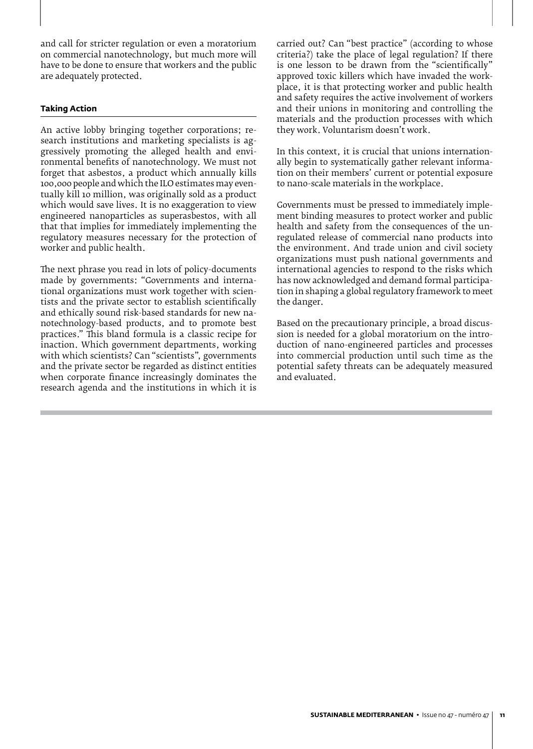and call for stricter regulation or even a moratorium on commercial nanotechnology, but much more will have to be done to ensure that workers and the public are adequately protected.

#### Taking Action

An active lobby bringing together corporations; research institutions and marketing specialists is aggressively promoting the alleged health and environmental benefits of nanotechnology. We must not forget that asbestos, a product which annually kills 100,000 people and which the ILO estimates may eventually kill 10 million, was originally sold as a product which would save lives. It is no exaggeration to view engineered nanoparticles as superasbestos, with all that that implies for immediately implementing the regulatory measures necessary for the protection of worker and public health.

The next phrase you read in lots of policy-documents made by governments: "Governments and international organizations must work together with scientists and the private sector to establish scientifically and ethically sound risk-based standards for new nanotechnology-based products, and to promote best practices." This bland formula is a classic recipe for inaction. Which government departments, working with which scientists? Can "scientists", governments and the private sector be regarded as distinct entities when corporate finance increasingly dominates the research agenda and the institutions in which it is carried out? Can "best practice" (according to whose criteria?) take the place of legal regulation? If there is one lesson to be drawn from the "scientifically" approved toxic killers which have invaded the workplace, it is that protecting worker and public health and safety requires the active involvement of workers and their unions in monitoring and controlling the materials and the production processes with which they work. Voluntarism doesn't work.

In this context, it is crucial that unions internationally begin to systematically gather relevant information on their members' current or potential exposure to nano-scale materials in the workplace.

Governments must be pressed to immediately implement binding measures to protect worker and public health and safety from the consequences of the unregulated release of commercial nano products into the environment. And trade union and civil society organizations must push national governments and international agencies to respond to the risks which has now acknowledged and demand formal participation in shaping a global regulatory framework to meet the danger.

Based on the precautionary principle, a broad discussion is needed for a global moratorium on the introduction of nano-engineered particles and processes into commercial production until such time as the potential safety threats can be adequately measured and evaluated.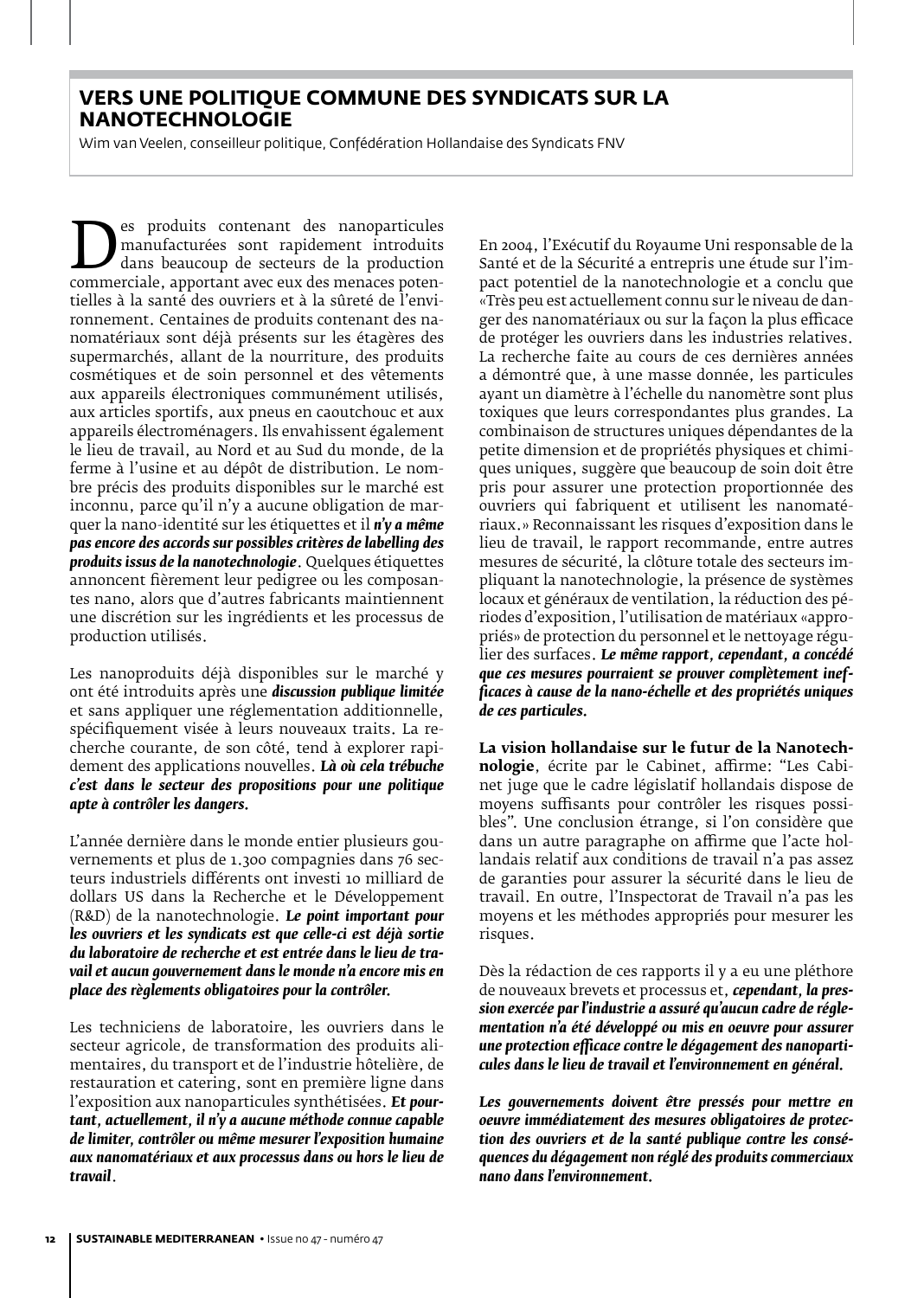## VERS UNE POLITIQUE COMMUNE DES SYNDICATS SUR LA NANOTECHNOLOGIE

Wim van Veelen, conseilleur politique, Confédération Hollandaise des Syndicats FNV

Des produits contenant des nanoparticules manufacturées sont rapidement introduits dans beaucoup de secteurs de la production commerciale, apportant avec eux des menaces potentielles à la santé des ouvriers et à la sûreté de l'environnement. Centaines de produits contenant des nanomatériaux sont déjà présents sur les étagères des supermarchés, allant de la nourriture, des produits cosmétiques et de soin personnel et des vêtements aux appareils électroniques communément utilisés, aux articles sportifs, aux pneus en caoutchouc et aux appareils électroménagers. Ils envahissent également le lieu de travail, au Nord et au Sud du monde, de la ferme à l'usine et au dépôt de distribution. Le nombre précis des produits disponibles sur le marché est inconnu, parce qu'il n'y a aucune obligation de marquer la nano-identité sur les étiquettes et il ***n'y a même pas encore des accords sur possibles critères de labelling des produits issus de la nanotechnologie***. Quelques étiquettes annoncent fièrement leur pedigree ou les composantes nano, alors que d'autres fabricants maintiennent une discrétion sur les ingrédients et les processus de production utilisés.

Les nanoproduits déjà disponibles sur le marché y ont été introduits après une ***discussion publique limitée*** et sans appliquer une réglementation additionnelle, spécifiquement visée à leurs nouveaux traits. La recherche courante, de son côté, tend à explorer rapidement des applications nouvelles. ***Là où cela trébuche c'est dans le secteur des propositions pour une politique apte à contrôler les dangers.***

L'année dernière dans le monde entier plusieurs gouvernements et plus de 1.300 compagnies dans 76 secteurs industriels différents ont investi 10 milliard de dollars US dans la Recherche et le Développement (R&D) de la nanotechnologie. ***Le point important pour les ouvriers et les syndicats est que celle-ci est déjà sortie du laboratoire de recherche et est entrée dans le lieu de travail et aucun gouvernement dans le monde n'a encore mis en place des règlements obligatoires pour la contrôler.***

Les techniciens de laboratoire, les ouvriers dans le secteur agricole, de transformation des produits alimentaires, du transport et de l'industrie hôtelière, de restauration et catering, sont en première ligne dans l'exposition aux nanoparticules synthétisées. ***Et pourtant, actuellement, il n'y a aucune méthode connue capable de limiter, contrôler ou même mesurer l'exposition humaine aux nanomatériaux et aux processus dans ou hors le lieu de travail***.

En 2004, l'Exécutif du Royaume Uni responsable de la Santé et de la Sécurité a entrepris une étude sur l'impact potentiel de la nanotechnologie et a conclu que «Très peu est actuellement connu sur le niveau de danger des nanomatériaux ou sur la façon la plus efficace de protéger les ouvriers dans les industries relatives. La recherche faite au cours de ces dernières années a démontré que, à une masse donnée, les particules ayant un diamètre à l'échelle du nanomètre sont plus toxiques que leurs correspondantes plus grandes. La combinaison de structures uniques dépendantes de la petite dimension et de propriétés physiques et chimiques uniques, suggère que beaucoup de soin doit être pris pour assurer une protection proportionnée des ouvriers qui fabriquent et utilisent les nanomatériaux.» Reconnaissant les risques d'exposition dans le lieu de travail, le rapport recommande, entre autres mesures de sécurité, la clôture totale des secteurs impliquant la nanotechnologie, la présence de systèmes locaux et généraux de ventilation, la réduction des périodes d'exposition, l'utilisation de matériaux «appropriés» de protection du personnel et le nettoyage régulier des surfaces. ***Le même rapport, cependant, a concédé que ces mesures pourraient se prouver complètement inefficaces à cause de la nano-échelle et des propriétés uniques de ces particules.***

**La vision hollandaise sur le futur de la Nanotechnologie**, écrite par le Cabinet, affirme: "Les Cabinet juge que le cadre législatif hollandais dispose de moyens suffisants pour contrôler les risques possibles". Une conclusion étrange, si l'on considère que dans un autre paragraphe on affirme que l'acte hollandais relatif aux conditions de travail n'a pas assez de garanties pour assurer la sécurité dans le lieu de travail. En outre, l'Inspectorat de Travail n'a pas les moyens et les méthodes appropriés pour mesurer les risques.

Dès la rédaction de ces rapports il y a eu une pléthore de nouveaux brevets et processus et, ***cependant, la pression exercée par l'industrie a assuré qu'aucun cadre de réglementation n'a été développé ou mis en oeuvre pour assurer une protection efficace contre le dégagement des nanoparticules dans le lieu de travail et l'environnement en général.***

***Les gouvernements doivent être pressés pour mettre en oeuvre immédiatement des mesures obligatoires de protection des ouvriers et de la santé publique contre les conséquences du dégagement non réglé des produits commerciaux nano dans l'environnement.***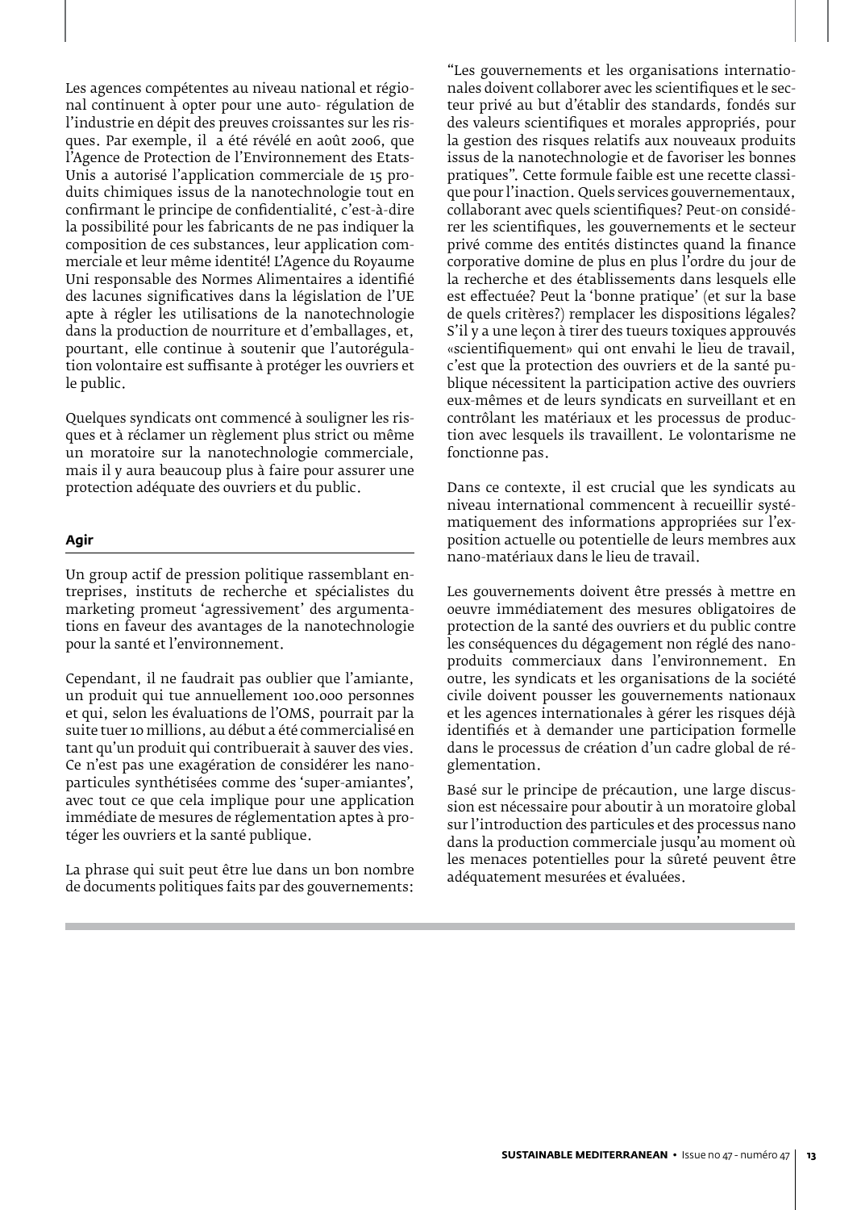Les agences compétentes au niveau national et régional continuent à opter pour une auto- régulation de l'industrie en dépit des preuves croissantes sur les risques. Par exemple, il a été révélé en août 2006, que l'Agence de Protection de l'Environnement des Etats-Unis a autorisé l'application commerciale de 15 produits chimiques issus de la nanotechnologie tout en confirmant le principe de confidentialité, c'est-à-dire la possibilité pour les fabricants de ne pas indiquer la composition de ces substances, leur application commerciale et leur même identité! L'Agence du Royaume Uni responsable des Normes Alimentaires a identifié des lacunes significatives dans la législation de l'UE apte à régler les utilisations de la nanotechnologie dans la production de nourriture et d'emballages, et, pourtant, elle continue à soutenir que l'autorégulation volontaire est suffisante à protéger les ouvriers et le public.

Quelques syndicats ont commencé à souligner les risques et à réclamer un règlement plus strict ou même un moratoire sur la nanotechnologie commerciale, mais il y aura beaucoup plus à faire pour assurer une protection adéquate des ouvriers et du public.

### Agir

Un group actif de pression politique rassemblant entreprises, instituts de recherche et spécialistes du marketing promeut 'agressivement' des argumentations en faveur des avantages de la nanotechnologie pour la santé et l'environnement.

Cependant, il ne faudrait pas oublier que l'amiante, un produit qui tue annuellement 100.000 personnes et qui, selon les évaluations de l'OMS, pourrait par la suite tuer 10 millions, au début a été commercialisé en tant qu'un produit qui contribuerait à sauver des vies. Ce n'est pas une exagération de considérer les nanoparticules synthétisées comme des 'super-amiantes', avec tout ce que cela implique pour une application immédiate de mesures de réglementation aptes à protéger les ouvriers et la santé publique.

La phrase qui suit peut être lue dans un bon nombre de documents politiques faits par des gouvernements: "Les gouvernements et les organisations internationales doivent collaborer avec les scientifiques et le secteur privé au but d'établir des standards, fondés sur des valeurs scientifiques et morales appropriés, pour la gestion des risques relatifs aux nouveaux produits issus de la nanotechnologie et de favoriser les bonnes pratiques". Cette formule faible est une recette classique pour l'inaction. Quels services gouvernementaux, collaborant avec quels scientifiques? Peut-on considérer les scientifiques, les gouvernements et le secteur privé comme des entités distinctes quand la finance corporative domine de plus en plus l'ordre du jour de la recherche et des établissements dans lesquels elle est effectuée? Peut la 'bonne pratique' (et sur la base de quels critères?) remplacer les dispositions légales? S'il y a une leçon à tirer des tueurs toxiques approuvés «scientifiquement» qui ont envahi le lieu de travail, c'est que la protection des ouvriers et de la santé publique nécessitent la participation active des ouvriers eux-mêmes et de leurs syndicats en surveillant et en contrôlant les matériaux et les processus de production avec lesquels ils travaillent. Le volontarisme ne fonctionne pas.

Dans ce contexte, il est crucial que les syndicats au niveau international commencent à recueillir systématiquement des informations appropriées sur l'exposition actuelle ou potentielle de leurs membres aux nano-matériaux dans le lieu de travail.

Les gouvernements doivent être pressés à mettre en oeuvre immédiatement des mesures obligatoires de protection de la santé des ouvriers et du public contre les conséquences du dégagement non réglé des nano-produits commerciaux dans l'environnement. En outre, les syndicats et les organisations de la société civile doivent pousser les gouvernements nationaux et les agences internationales à gérer les risques déjà identifiés et à demander une participation formelle dans le processus de création d'un cadre global de réglementation.

Basé sur le principe de précaution, une large discussion est nécessaire pour aboutir à un moratoire global sur l'introduction des particules et des processus nano dans la production commerciale jusqu'au moment où les menaces potentielles pour la sûreté peuvent être adéquatement mesurées et évaluées.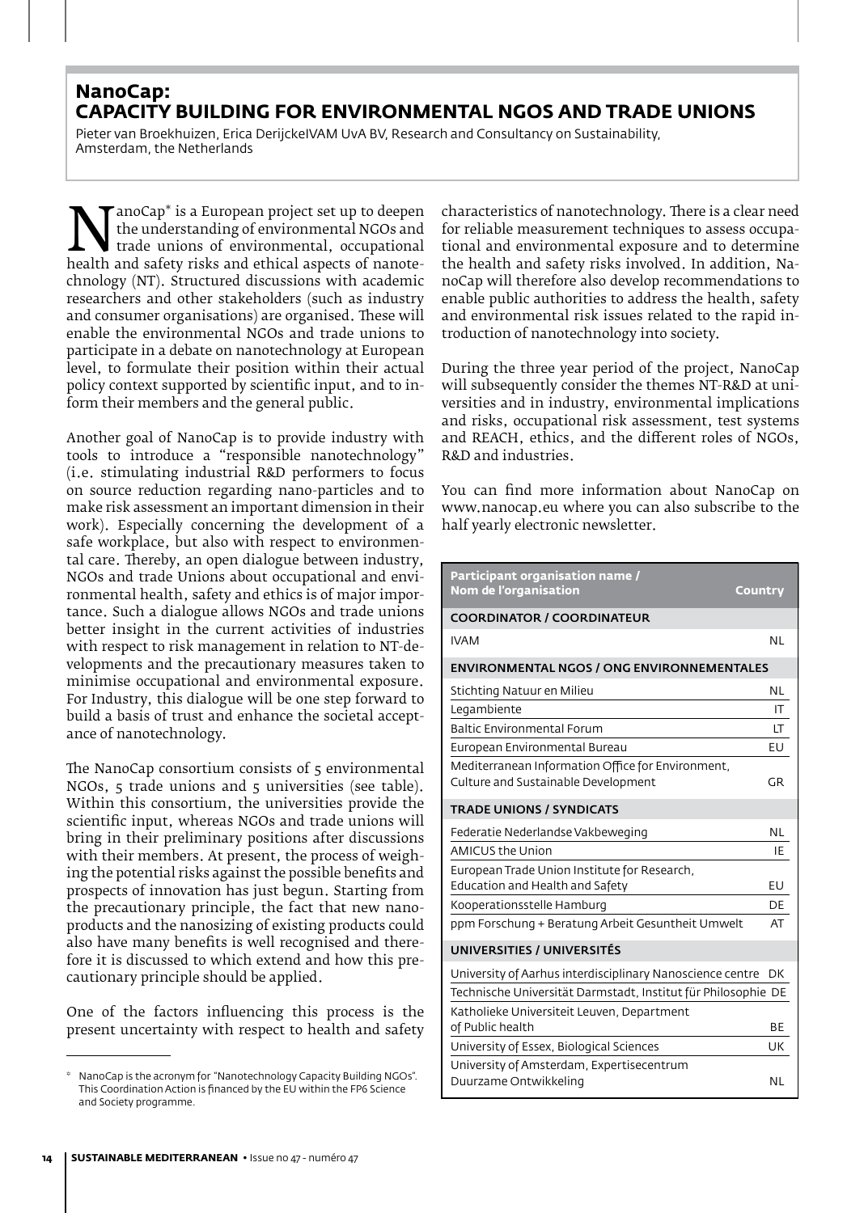## NanoCap: CAPACITY BUILDING FOR ENVIRONMENTAL NGOS AND TRADE UNIONS

Pieter van Broekhuizen, Erica DerijckeIVAM UvA BV, Research and Consultancy on Sustainability, Amsterdam, the Netherlands

NanoCap* is a European project set up to deepen the understanding of environmental NGOs and trade unions of environmental, occupational health and safety risks and ethical aspects of nanotechnology (NT). Structured discussions with academic researchers and other stakeholders (such as industry and consumer organisations) are organised. These will enable the environmental NGOs and trade unions to participate in a debate on nanotechnology at European level, to formulate their position within their actual policy context supported by scientific input, and to inform their members and the general public.

Another goal of NanoCap is to provide industry with tools to introduce a "responsible nanotechnology" (i.e. stimulating industrial R&D performers to focus on source reduction regarding nano-particles and to make risk assessment an important dimension in their work). Especially concerning the development of a safe workplace, but also with respect to environmental care. Thereby, an open dialogue between industry, NGOs and trade Unions about occupational and environmental health, safety and ethics is of major importance. Such a dialogue allows NGOs and trade unions better insight in the current activities of industries with respect to risk management in relation to NT-developments and the precautionary measures taken to minimise occupational and environmental exposure. For Industry, this dialogue will be one step forward to build a basis of trust and enhance the societal acceptance of nanotechnology.

The NanoCap consortium consists of 5 environmental NGOs, 5 trade unions and 5 universities (see table). Within this consortium, the universities provide the scientific input, whereas NGOs and trade unions will bring in their preliminary positions after discussions with their members. At present, the process of weighing the potential risks against the possible benefits and prospects of innovation has just begun. Starting from the precautionary principle, the fact that new nanoproducts and the nanosizing of existing products could also have many benefits is well recognised and therefore it is discussed to which extend and how this precautionary principle should be applied.

One of the factors influencing this process is the present uncertainty with respect to health and safety characteristics of nanotechnology. There is a clear need for reliable measurement techniques to assess occupational and environmental exposure and to determine the health and safety risks involved. In addition, NanoCap will therefore also develop recommendations to enable public authorities to address the health, safety and environmental risk issues related to the rapid introduction of nanotechnology into society.

During the three year period of the project, NanoCap will subsequently consider the themes NT-R&D at universities and in industry, environmental implications and risks, occupational risk assessment, test systems and REACH, ethics, and the different roles of NGOs, R&D and industries.

You can find more information about NanoCap on www.nanocap.eu where you can also subscribe to the half yearly electronic newsletter.

| Participant organisation name / Nom de l'organisation | Country |
|---|---|
| **COORDINATOR / COORDINATEUR** | |
| IVAM | NL |
| **ENVIRONMENTAL NGOS / ONG ENVIRONNEMENTALES** | |
| Stichting Natuur en Milieu | NL |
| Legambiente | IT |
| Baltic Environmental Forum | LT |
| European Environmental Bureau | EU |
| Mediterranean Information Office for Environment, Culture and Sustainable Development | GR |
| **TRADE UNIONS / SYNDICATS** | |
| Federatie Nederlandse Vakbeweging | NL |
| AMICUS the Union | IE |
| European Trade Union Institute for Research, Education and Health and Safety | EU |
| Kooperationsstelle Hamburg | DE |
| ppm Forschung + Beratung Arbeit Gesundheit Umwelt | AT |
| **UNIVERSITIES / UNIVERSITÉS** | |
| University of Aarhus interdisciplinary Nanoscience centre | DK |
| Technische Universität Darmstadt, Institut für Philosophie | DE |
| Katholieke Universiteit Leuven, Department of Public health | BE |
| University of Essex, Biological Sciences | UK |
| University of Amsterdam, Expertisecentrum Duurzame Ontwikkeling | NL |

* NanoCap is the acronym for "Nanotechnology Capacity Building NGOs". This Coordination Action is financed by the EU within the FP6 Science and Society programme.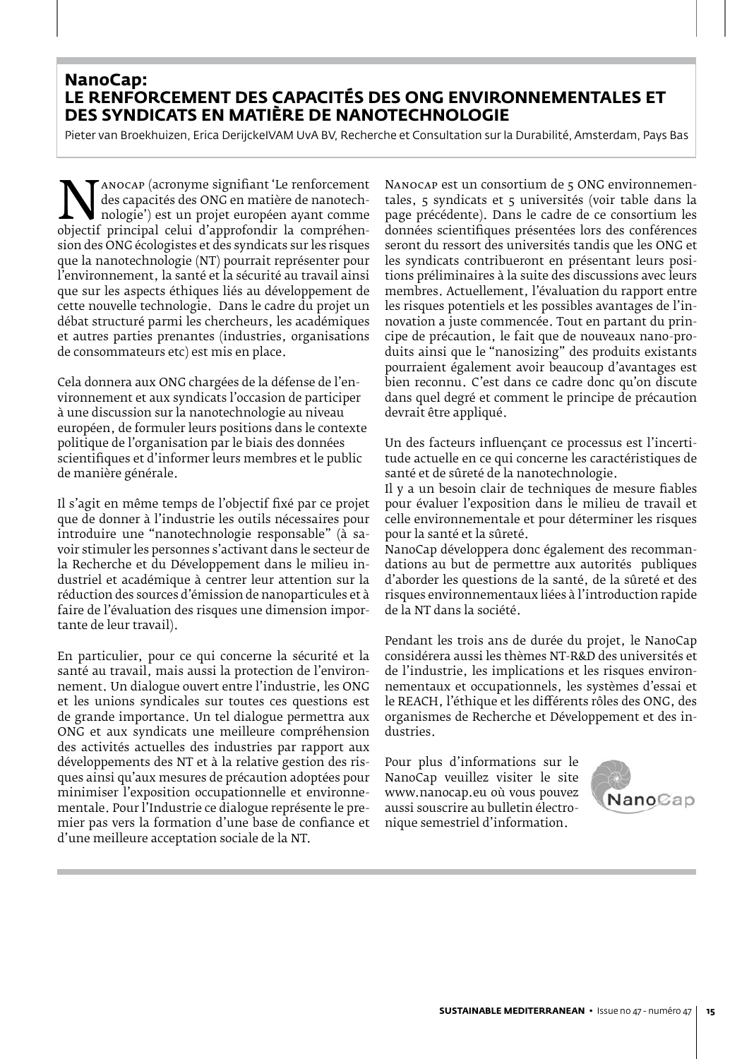## NanoCap: LE RENFORCEMENT DES CAPACITÉS DES ONG ENVIRONNEMENTALES ET DES SYNDICATS EN MATIÈRE DE NANOTECHNOLOGIE

Pieter van Broekhuizen, Erica DerijckeIVAM UvA BV, Recherche et Consultation sur la Durabilité, Amsterdam, Pays Bas

Nanocap (acronyme signifiant 'Le renforcement des capacités des ONG en matière de nanotechnologie') est un projet européen ayant comme objectif principal celui d'approfondir la compréhension des ONG écologistes et des syndicats sur les risques que la nanotechnologie (NT) pourrait représenter pour l'environnement, la santé et la sécurité au travail ainsi que sur les aspects éthiques liés au développement de cette nouvelle technologie. Dans le cadre du projet un débat structuré parmi les chercheurs, les académiques et autres parties prenantes (industries, organisations de consommateurs etc) est mis en place.

Cela donnera aux ONG chargées de la défense de l'environnement et aux syndicats l'occasion de participer à une discussion sur la nanotechnologie au niveau européen, de formuler leurs positions dans le contexte politique de l'organisation par le biais des données scientifiques et d'informer leurs membres et le public de manière générale.

Il s'agit en même temps de l'objectif fixé par ce projet que de donner à l'industrie les outils nécessaires pour introduire une "nanotechnologie responsable" (à savoir stimuler les personnes s'activant dans le secteur de la Recherche et du Développement dans le milieu industriel et académique à centrer leur attention sur la réduction des sources d'émission de nanoparticules et à faire de l'évaluation des risques une dimension importante de leur travail).

En particulier, pour ce qui concerne la sécurité et la santé au travail, mais aussi la protection de l'environnement. Un dialogue ouvert entre l'industrie, les ONG et les unions syndicales sur toutes ces questions est de grande importance. Un tel dialogue permettra aux ONG et aux syndicats une meilleure compréhension des activités actuelles des industries par rapport aux développements des NT et à la relative gestion des risques ainsi qu'aux mesures de précaution adoptées pour minimiser l'exposition occupationnelle et environnementale. Pour l'Industrie ce dialogue représente le premier pas vers la formation d'une base de confiance et d'une meilleure acceptation sociale de la NT.

Nanocap est un consortium de 5 ONG environnementales, 5 syndicats et 5 universités (voir table dans la page précédente). Dans le cadre de ce consortium les données scientifiques présentées lors des conférences seront du ressort des universités tandis que les ONG et les syndicats contribueront en présentant leurs positions préliminaires à la suite des discussions avec leurs membres. Actuellement, l'évaluation du rapport entre les risques potentiels et les possibles avantages de l'innovation a juste commencée. Tout en partant du principe de précaution, le fait que de nouveaux nano-produits ainsi que le "nanosizing" des produits existants pourraient également avoir beaucoup d'avantages est bien reconnu. C'est dans ce cadre donc qu'on discute dans quel degré et comment le principe de précaution devrait être appliqué.

Un des facteurs influençant ce processus est l'incertitude actuelle en ce qui concerne les caractéristiques de santé et de sûreté de la nanotechnologie.
Il y a un besoin clair de techniques de mesure fiables pour évaluer l'exposition dans le milieu de travail et celle environnementale et pour déterminer les risques pour la santé et la sûreté.
NanoCap développera donc également des recommandations au but de permettre aux autorités publiques d'aborder les questions de la santé, de la sûreté et des risques environnementaux liées à l'introduction rapide de la NT dans la société.

Pendant les trois ans de durée du projet, le NanoCap considérera aussi les thèmes NT-R&D des universités et de l'industrie, les implications et les risques environnementaux et occupationnels, les systèmes d'essai et le REACH, l'éthique et les différents rôles des ONG, des organismes de Recherche et Développement et des industries.

Pour plus d'informations sur le NanoCap veuillez visiter le site www.nanocap.eu où vous pouvez aussi souscrire au bulletin électronique semestriel d'information.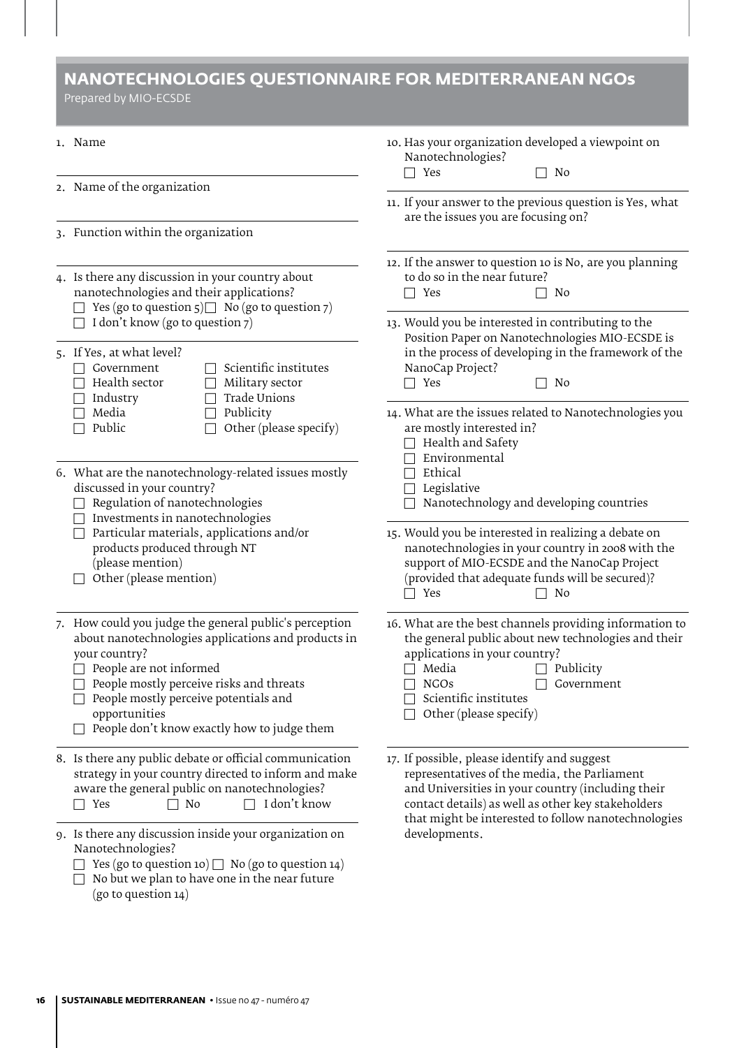# NANOTECHNOLOGIES QUESTIONNAIRE FOR MEDITERRANEAN NGOs

Prepared by MIO-ECSDE

1. Name

2. Name of the organization

3. Function within the organization

4. Is there any discussion in your country about nanotechnologies and their applications?
   - ☐ Yes (go to question 5) ☐ No (go to question 7)
   - ☐ I don't know (go to question 7)

5. If Yes, at what level?
   - ☐ Government
   - ☐ Scientific institutes
   - ☐ Health sector
   - ☐ Military sector
   - ☐ Industry
   - ☐ Trade Unions
   - ☐ Media
   - ☐ Publicity
   - ☐ Public
   - ☐ Other (please specify)

6. What are the nanotechnology-related issues mostly discussed in your country?
   - ☐ Regulation of nanotechnologies
   - ☐ Investments in nanotechnologies
   - ☐ Particular materials, applications and/or products produced through NT (please mention)
   - ☐ Other (please mention)

7. How could you judge the general public's perception about nanotechnologies applications and products in your country?
   - ☐ People are not informed
   - ☐ People mostly perceive risks and threats
   - ☐ People mostly perceive potentials and opportunities
   - ☐ People don't know exactly how to judge them

8. Is there any public debate or official communication strategy in your country directed to inform and make aware the general public on nanotechnologies?
   - ☐ Yes ☐ No ☐ I don't know

9. Is there any discussion inside your organization on Nanotechnologies?
   - ☐ Yes (go to question 10) ☐ No (go to question 14)
   - ☐ No but we plan to have one in the near future (go to question 14)

10. Has your organization developed a viewpoint on Nanotechnologies?
    - ☐ Yes ☐ No

11. If your answer to the previous question is Yes, what are the issues you are focusing on?

12. If the answer to question 10 is No, are you planning to do so in the near future?
    - ☐ Yes ☐ No

13. Would you be interested in contributing to the Position Paper on Nanotechnologies MIO-ECSDE is in the process of developing in the framework of the NanoCap Project?
    - ☐ Yes ☐ No

14. What are the issues related to Nanotechnologies you are mostly interested in?
    - ☐ Health and Safety
    - ☐ Environmental
    - ☐ Ethical
    - ☐ Legislative
    - ☐ Nanotechnology and developing countries

15. Would you be interested in realizing a debate on nanotechnologies in your country in 2008 with the support of MIO-ECSDE and the NanoCap Project (provided that adequate funds will be secured)?
    - ☐ Yes ☐ No

16. What are the best channels providing information to the general public about new technologies and their applications in your country?
    - ☐ Media
    - ☐ Publicity
    - ☐ NGOs
    - ☐ Government
    - ☐ Scientific institutes
    - ☐ Other (please specify)

17. If possible, please identify and suggest representatives of the media, the Parliament and Universities in your country (including their contact details) as well as other key stakeholders that might be interested to follow nanotechnologies developments.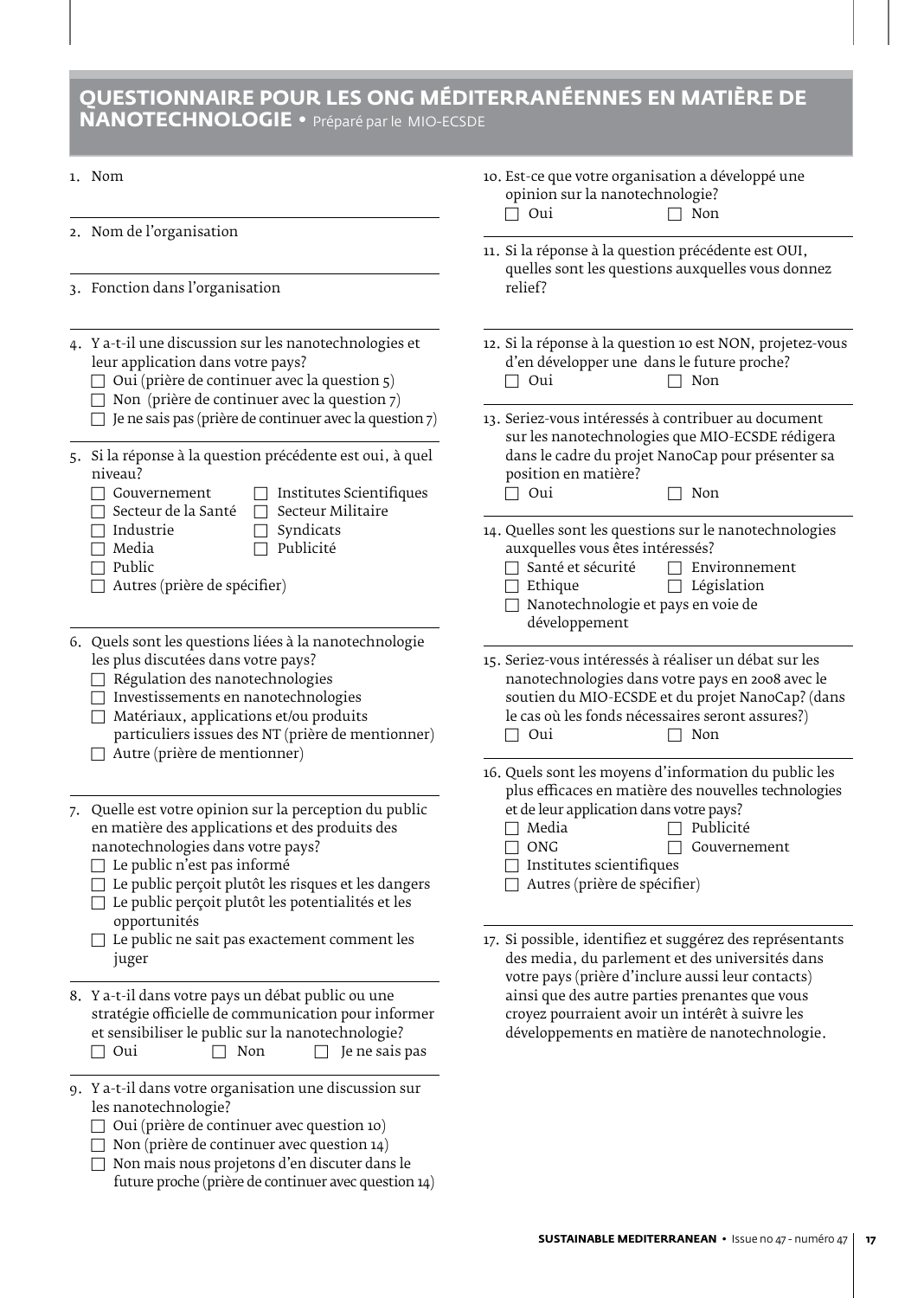## QUESTIONNAIRE POUR LES ONG MÉDITERRANÉENNES EN MATIÈRE DE NANOTECHNOLOGIE • Préparé par le MIO-ECSDE

1. Nom

2. Nom de l'organisation

3. Fonction dans l'organisation

4. Y a-t-il une discussion sur les nanotechnologies et leur application dans votre pays?
   - ☐ Oui (prière de continuer avec la question 5)
   - ☐ Non (prière de continuer avec la question 7)
   - ☐ Je ne sais pas (prière de continuer avec la question 7)

5. Si la réponse à la question précédente est oui, à quel niveau?
   - ☐ Gouvernement
   - ☐ Institutes Scientifiques
   - ☐ Secteur de la Santé
   - ☐ Secteur Militaire
   - ☐ Industrie
   - ☐ Syndicats
   - ☐ Media
   - ☐ Publicité
   - ☐ Public
   - ☐ Autres (prière de spécifier)

6. Quels sont les questions liées à la nanotechnologie les plus discutées dans votre pays?
   - ☐ Régulation des nanotechnologies
   - ☐ Investissements en nanotechnologies
   - ☐ Matériaux, applications et/ou produits particuliers issues des NT (prière de mentionner)
   - ☐ Autre (prière de mentionner)

7. Quelle est votre opinion sur la perception du public en matière des applications et des produits des nanotechnologies dans votre pays?
   - ☐ Le public n'est pas informé
   - ☐ Le public perçoit plutôt les risques et les dangers
   - ☐ Le public perçoit plutôt les potentialités et les opportunités
   - ☐ Le public ne sait pas exactement comment les juger

8. Y a-t-il dans votre pays un débat public ou une stratégie officielle de communication pour informer et sensibiliser le public sur la nanotechnologie?
   - ☐ Oui
   - ☐ Non
   - ☐ Je ne sais pas

9. Y a-t-il dans votre organisation une discussion sur les nanotechnologie?
   - ☐ Oui (prière de continuer avec question 10)
   - ☐ Non (prière de continuer avec question 14)
   - ☐ Non mais nous projetons d'en discuter dans le future proche (prière de continuer avec question 14)

10. Est-ce que votre organisation a développé une opinion sur la nanotechnologie?
    - ☐ Oui
    - ☐ Non

11. Si la réponse à la question précédente est OUI, quelles sont les questions auxquelles vous donnez relief?

12. Si la réponse à la question 10 est NON, projetez-vous d'en développer une dans le future proche?
    - ☐ Oui
    - ☐ Non

13. Seriez-vous intéressés à contribuer au document sur les nanotechnologies que MIO-ECSDE rédigera dans le cadre du projet NanoCap pour présenter sa position en matière?
    - ☐ Oui
    - ☐ Non

14. Quelles sont les questions sur le nanotechnologies auxquelles vous êtes intéressés?
    - ☐ Santé et sécurité
    - ☐ Environnement
    - ☐ Ethique
    - ☐ Législation
    - ☐ Nanotechnologie et pays en voie de développement

15. Seriez-vous intéressés à réaliser un débat sur les nanotechnologies dans votre pays en 2008 avec le soutien du MIO-ECSDE et du projet NanoCap? (dans le cas où les fonds nécessaires seront assures?)
    - ☐ Oui
    - ☐ Non

16. Quels sont les moyens d'information du public les plus efficaces en matière des nouvelles technologies et de leur application dans votre pays?
    - ☐ Media
    - ☐ Publicité
    - ☐ ONG
    - ☐ Gouvernement
    - ☐ Institutes scientifiques
    - ☐ Autres (prière de spécifier)

17. Si possible, identifiez et suggérez des représentants des media, du parlement et des universités dans votre pays (prière d'inclure aussi leur contacts) ainsi que des autre parties prenantes que vous croyez pourraient avoir un intérêt à suivre les développements en matière de nanotechnologie.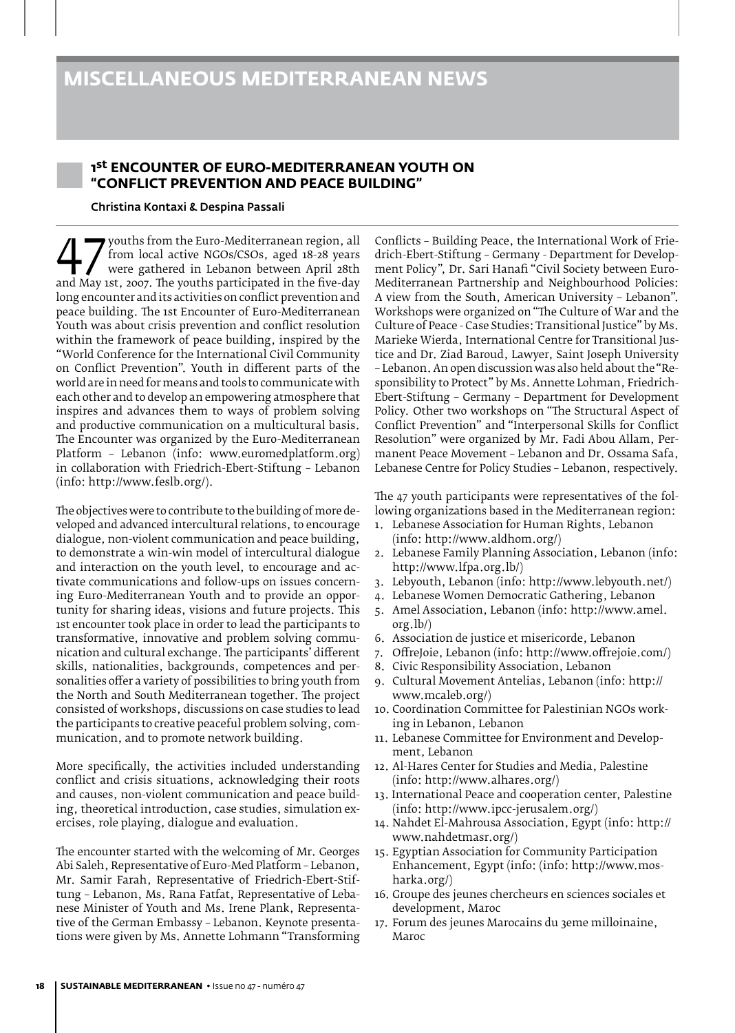# MISCELLANEOUS MEDITERRANEAN NEWS

## 1st ENCOUNTER OF EURO-MEDITERRANEAN YOUTH ON "CONFLICT PREVENTION AND PEACE BUILDING"

**Christina Kontaxi & Despina Passali**

47 youths from the Euro-Mediterranean region, all from local active NGOs/CSOs, aged 18-28 years were gathered in Lebanon between April 28th and May 1st, 2007. The youths participated in the five-day long encounter and its activities on conflict prevention and peace building. The 1st Encounter of Euro-Mediterranean Youth was about crisis prevention and conflict resolution within the framework of peace building, inspired by the "World Conference for the International Civil Community on Conflict Prevention". Youth in different parts of the world are in need for means and tools to communicate with each other and to develop an empowering atmosphere that inspires and advances them to ways of problem solving and productive communication on a multicultural basis. The Encounter was organized by the Euro-Mediterranean Platform – Lebanon (info: www.euromedplatform.org) in collaboration with Friedrich-Ebert-Stiftung – Lebanon (info: http://www.feslb.org/).

The objectives were to contribute to the building of more developed and advanced intercultural relations, to encourage dialogue, non-violent communication and peace building, to demonstrate a win-win model of intercultural dialogue and interaction on the youth level, to encourage and activate communications and follow-ups on issues concerning Euro-Mediterranean Youth and to provide an opportunity for sharing ideas, visions and future projects. This 1st encounter took place in order to lead the participants to transformative, innovative and problem solving communication and cultural exchange. The participants' different skills, nationalities, backgrounds, competences and personalities offer a variety of possibilities to bring youth from the North and South Mediterranean together. The project consisted of workshops, discussions on case studies to lead the participants to creative peaceful problem solving, communication, and to promote network building.

More specifically, the activities included understanding conflict and crisis situations, acknowledging their roots and causes, non-violent communication and peace building, theoretical introduction, case studies, simulation exercises, role playing, dialogue and evaluation.

The encounter started with the welcoming of Mr. Georges Abi Saleh, Representative of Euro-Med Platform – Lebanon, Mr. Samir Farah, Representative of Friedrich-Ebert-Stiftung – Lebanon, Ms. Rana Fatfat, Representative of Lebanese Minister of Youth and Ms. Irene Plank, Representative of the German Embassy – Lebanon. Keynote presentations were given by Ms. Annette Lohmann "Transforming Conflicts – Building Peace, the International Work of Friedrich-Ebert-Stiftung – Germany - Department for Development Policy", Dr. Sari Hanafi "Civil Society between Euro-Mediterranean Partnership and Neighbourhood Policies: A view from the South, American University – Lebanon". Workshops were organized on "The Culture of War and the Culture of Peace - Case Studies: Transitional Justice" by Ms. Marieke Wierda, International Centre for Transitional Justice and Dr. Ziad Baroud, Lawyer, Saint Joseph University – Lebanon. An open discussion was also held about the "Responsibility to Protect" by Ms. Annette Lohman, Friedrich-Ebert-Stiftung – Germany – Department for Development Policy. Other two workshops on "The Structural Aspect of Conflict Prevention" and "Interpersonal Skills for Conflict Resolution" were organized by Mr. Fadi Abou Allam, Permanent Peace Movement – Lebanon and Dr. Ossama Safa, Lebanese Centre for Policy Studies – Lebanon, respectively.

The 47 youth participants were representatives of the following organizations based in the Mediterranean region:

1. Lebanese Association for Human Rights, Lebanon (info: http://www.aldhom.org/)
2. Lebanese Family Planning Association, Lebanon (info: http://www.lfpa.org.lb/)
3. Lebyouth, Lebanon (info: http://www.lebyouth.net/)
4. Lebanese Women Democratic Gathering, Lebanon
5. Amel Association, Lebanon (info: http://www.amel.org.lb/)
6. Association de justice et misericorde, Lebanon
7. OffreJoie, Lebanon (info: http://www.offrejoie.com/)
8. Civic Responsibility Association, Lebanon
9. Cultural Movement Antelias, Lebanon (info: http://www.mcaleb.org/)
10. Coordination Committee for Palestinian NGOs working in Lebanon, Lebanon
11. Lebanese Committee for Environment and Development, Lebanon
12. Al-Hares Center for Studies and Media, Palestine (info: http://www.alhares.org/)
13. International Peace and cooperation center, Palestine (info: http://www.ipcc-jerusalem.org/)
14. Nahdet El-Mahrousa Association, Egypt (info: http://www.nahdetmasr.org/)
15. Egyptian Association for Community Participation Enhancement, Egypt (info: (info: http://www.mosharka.org/)
16. Groupe des jeunes chercheurs en sciences sociales et development, Maroc
17. Forum des jeunes Marocains du 3eme milloinaine, Maroc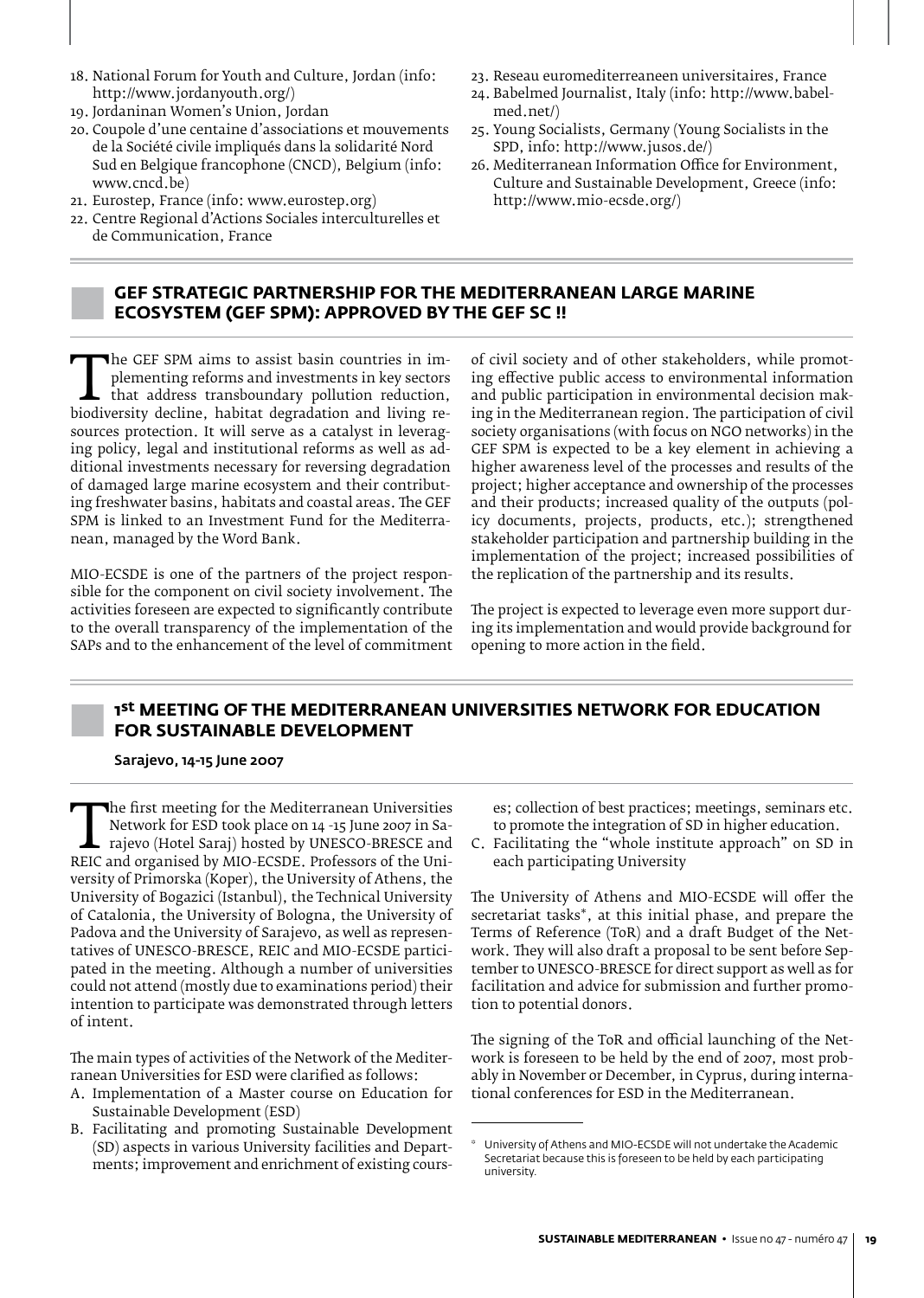18. National Forum for Youth and Culture, Jordan (info: http://www.jordanyouth.org/)
19. Jordaninan Women's Union, Jordan
20. Coupole d'une centaine d'associations et mouvements de la Société civile impliqués dans la solidarité Nord Sud en Belgique francophone (CNCD), Belgium (info: www.cncd.be)
21. Eurostep, France (info: www.eurostep.org)
22. Centre Regional d'Actions Sociales interculturelles et de Communication, France
23. Reseau euromediterreaneen universitaires, France
24. Babelmed Journalist, Italy (info: http://www.babelmed.net/)
25. Young Socialists, Germany (Young Socialists in the SPD, info: http://www.jusos.de/)
26. Mediterranean Information Office for Environment, Culture and Sustainable Development, Greece (info: http://www.mio-ecsde.org/)

## GEF STRATEGIC PARTNERSHIP FOR THE MEDITERRANEAN LARGE MARINE ECOSYSTEM (GEF SPM): APPROVED BY THE GEF SC !!

The GEF SPM aims to assist basin countries in implementing reforms and investments in key sectors that address transboundary pollution reduction, biodiversity decline, habitat degradation and living resources protection. It will serve as a catalyst in leveraging policy, legal and institutional reforms as well as additional investments necessary for reversing degradation of damaged large marine ecosystem and their contributing freshwater basins, habitats and coastal areas. The GEF SPM is linked to an Investment Fund for the Mediterranean, managed by the Word Bank.

MIO-ECSDE is one of the partners of the project responsible for the component on civil society involvement. The activities foreseen are expected to significantly contribute to the overall transparency of the implementation of the SAPs and to the enhancement of the level of commitment of civil society and of other stakeholders, while promoting effective public access to environmental information and public participation in environmental decision making in the Mediterranean region. The participation of civil society organisations (with focus on NGO networks) in the GEF SPM is expected to be a key element in achieving a higher awareness level of the processes and results of the project; higher acceptance and ownership of the processes and their products; increased quality of the outputs (policy documents, projects, products, etc.); strengthened stakeholder participation and partnership building in the implementation of the project; increased possibilities of the replication of the partnership and its results.

The project is expected to leverage even more support during its implementation and would provide background for opening to more action in the field.

## 1st MEETING OF THE MEDITERRANEAN UNIVERSITIES NETWORK FOR EDUCATION FOR SUSTAINABLE DEVELOPMENT

**Sarajevo, 14-15 June 2007**

The first meeting for the Mediterranean Universities Network for ESD took place on 14 -15 June 2007 in Sarajevo (Hotel Saraj) hosted by UNESCO-BRESCE and REIC and organised by MIO-ECSDE. Professors of the University of Primorska (Koper), the University of Athens, the University of Bogazici (Istanbul), the Technical University of Catalonia, the University of Bologna, the University of Padova and the University of Sarajevo, as well as representatives of UNESCO-BRESCE, REIC and MIO-ECSDE participated in the meeting. Although a number of universities could not attend (mostly due to examinations period) their intention to participate was demonstrated through letters of intent.

The main types of activities of the Network of the Mediterranean Universities for ESD were clarified as follows:

A. Implementation of a Master course on Education for Sustainable Development (ESD)
B. Facilitating and promoting Sustainable Development (SD) aspects in various University facilities and Departments; improvement and enrichment of existing courses; collection of best practices; meetings, seminars etc. to promote the integration of SD in higher education.
C. Facilitating the "whole institute approach" on SD in each participating University

The University of Athens and MIO-ECSDE will offer the secretariat tasks*, at this initial phase, and prepare the Terms of Reference (ToR) and a draft Budget of the Network. They will also draft a proposal to be sent before September to UNESCO-BRESCE for direct support as well as for facilitation and advice for submission and further promotion to potential donors.

The signing of the ToR and official launching of the Network is foreseen to be held by the end of 2007, most probably in November or December, in Cyprus, during international conferences for ESD in the Mediterranean.

* University of Athens and MIO-ECSDE will not undertake the Academic Secretariat because this is foreseen to be held by each participating university.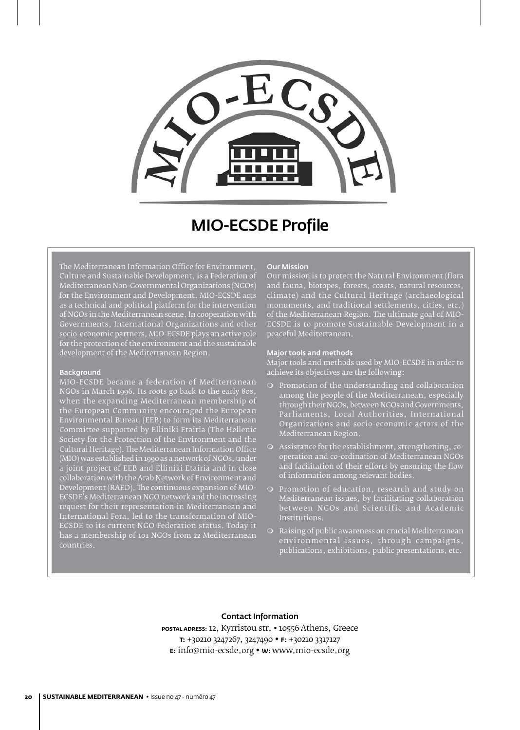// MIO-ECSDE

# MIO-ECSDE Profile

The Mediterranean Information Office for Environment, Culture and Sustainable Development, is a Federation of Mediterranean Non-Governmental Organizations (NGOs) for the Environment and Development. MIO-ECSDE acts as a technical and political platform for the intervention of NGOs in the Mediterranean scene. In cooperation with Governments, International Organizations and other socio-economic partners, MIO-ECSDE plays an active role for the protection of the environment and the sustainable development of the Mediterranean Region.

### Background

MIO-ECSDE became a federation of Mediterranean NGOs in March 1996. Its roots go back to the early 80s, when the expanding Mediterranean membership of the European Community encouraged the European Environmental Bureau (EEB) to form its Mediterranean Committee supported by Elliniki Etairia (The Hellenic Society for the Protection of the Environment and the Cultural Heritage). The Mediterranean Information Office (MIO) was established in 1990 as a network of NGOs, under a joint project of EEB and Elliniki Etairia and in close collaboration with the Arab Network of Environment and Development (RAED). The continuous expansion of MIO-ECSDE's Mediterranean NGO network and the increasing request for their representation in Mediterranean and International Fora, led to the transformation of MIO-ECSDE to its current NGO Federation status. Today it has a membership of 101 NGOs from 22 Mediterranean countries.

### Our Mission

Our mission is to protect the Natural Environment (flora and fauna, biotopes, forests, coasts, natural resources, climate) and the Cultural Heritage (archaeological monuments, and traditional settlements, cities, etc.) of the Mediterranean Region. The ultimate goal of MIO-ECSDE is to promote Sustainable Development in a peaceful Mediterranean.

### Major tools and methods

Major tools and methods used by MIO-ECSDE in order to achieve its objectives are the following:

- Promotion of the understanding and collaboration among the people of the Mediterranean, especially through their NGOs, between NGOs and Governments, Parliaments, Local Authorities, International Organizations and socio-economic actors of the Mediterranean Region.
- Assistance for the establishment, strengthening, co-operation and co-ordination of Mediterranean NGOs and facilitation of their efforts by ensuring the flow of information among relevant bodies.
- Promotion of education, research and study on Mediterranean issues, by facilitating collaboration between NGOs and Scientific and Academic Institutions.
- Raising of public awareness on crucial Mediterranean environmental issues, through campaigns, publications, exhibitions, public presentations, etc.

### Contact Information

**POSTAL ADRESS:** 12, Kyrristou str. • 10556 Athens, Greece
**T:** +30210 3247267, 3247490 • **F:** +30210 3317127
**E:** info@mio-ecsde.org • **W:** www.mio-ecsde.org